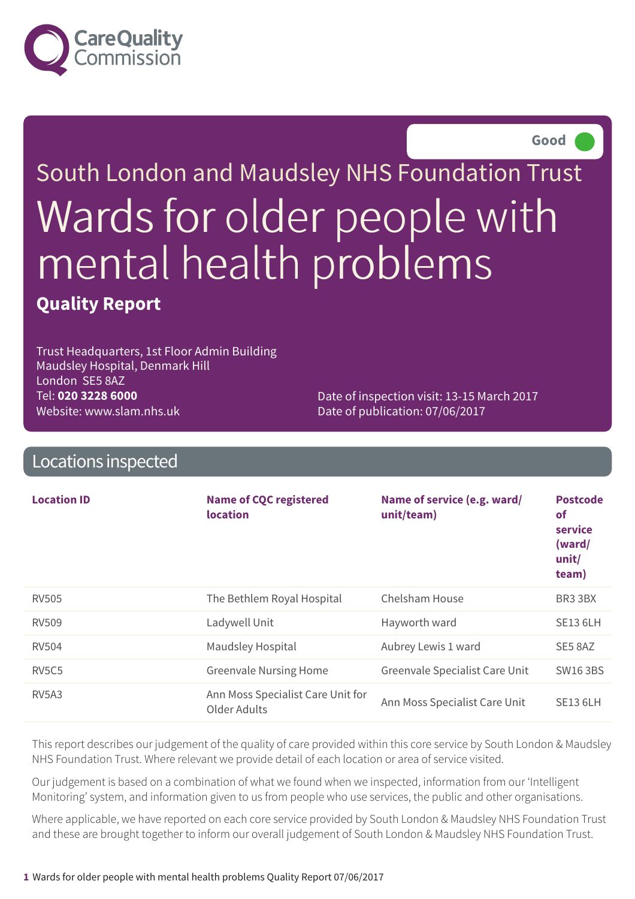Good

South London and Maudsley NHS Foundation Trust

# Wards for older people with mental health problems

**Quality Report**

Trust Headquarters, 1st Floor Admin Building
Maudsley Hospital, Denmark Hill
London SE5 8AZ
Tel: **020 3228 6000**
Website: www.slam.nhs.uk

Date of inspection visit: 13-15 March 2017
Date of publication: 07/06/2017

## Locations inspected

| Location ID | Name of CQC registered location | Name of service (e.g. ward/ unit/team) | Postcode of service (ward/ unit/ team) |
|---|---|---|---|
| RV505 | The Bethlem Royal Hospital | Chelsham House | BR3 3BX |
| RV509 | Ladywell Unit | Hayworth ward | SE13 6LH |
| RV504 | Maudsley Hospital | Aubrey Lewis 1 ward | SE5 8AZ |
| RV5C5 | Greenvale Nursing Home | Greenvale Specialist Care Unit | SW16 3BS |
| RV5A3 | Ann Moss Specialist Care Unit for Older Adults | Ann Moss Specialist Care Unit | SE13 6LH |

This report describes our judgement of the quality of care provided within this core service by South London & Maudsley NHS Foundation Trust. Where relevant we provide detail of each location or area of service visited.

Our judgement is based on a combination of what we found when we inspected, information from our 'Intelligent Monitoring' system, and information given to us from people who use services, the public and other organisations.

Where applicable, we have reported on each core service provided by South London & Maudsley NHS Foundation Trust and these are brought together to inform our overall judgement of South London & Maudsley NHS Foundation Trust.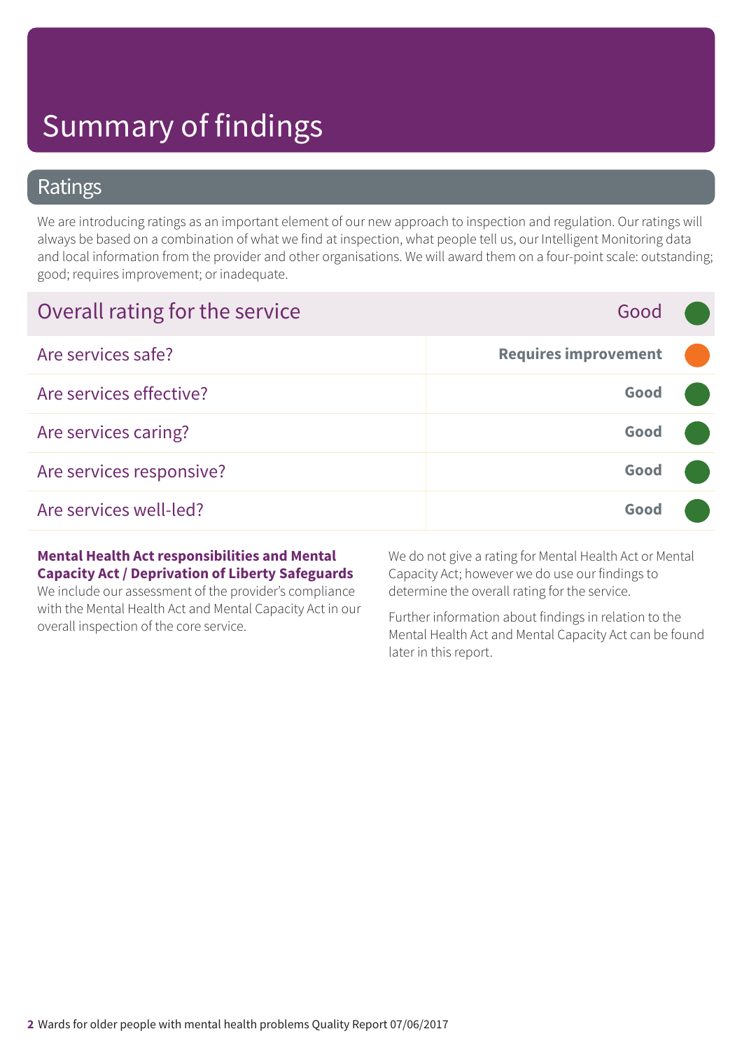# Summary of findings

## Ratings

We are introducing ratings as an important element of our new approach to inspection and regulation. Our ratings will always be based on a combination of what we find at inspection, what people tell us, our Intelligent Monitoring data and local information from the provider and other organisations. We will award them on a four-point scale: outstanding; good; requires improvement; or inadequate.

| Overall rating for the service | Good |
|---|---|
| Are services safe? | **Requires improvement** |
| Are services effective? | **Good** |
| Are services caring? | **Good** |
| Are services responsive? | **Good** |
| Are services well-led? | **Good** |

**Mental Health Act responsibilities and Mental Capacity Act / Deprivation of Liberty Safeguards**

We include our assessment of the provider's compliance with the Mental Health Act and Mental Capacity Act in our overall inspection of the core service.

We do not give a rating for Mental Health Act or Mental Capacity Act; however we do use our findings to determine the overall rating for the service.

Further information about findings in relation to the Mental Health Act and Mental Capacity Act can be found later in this report.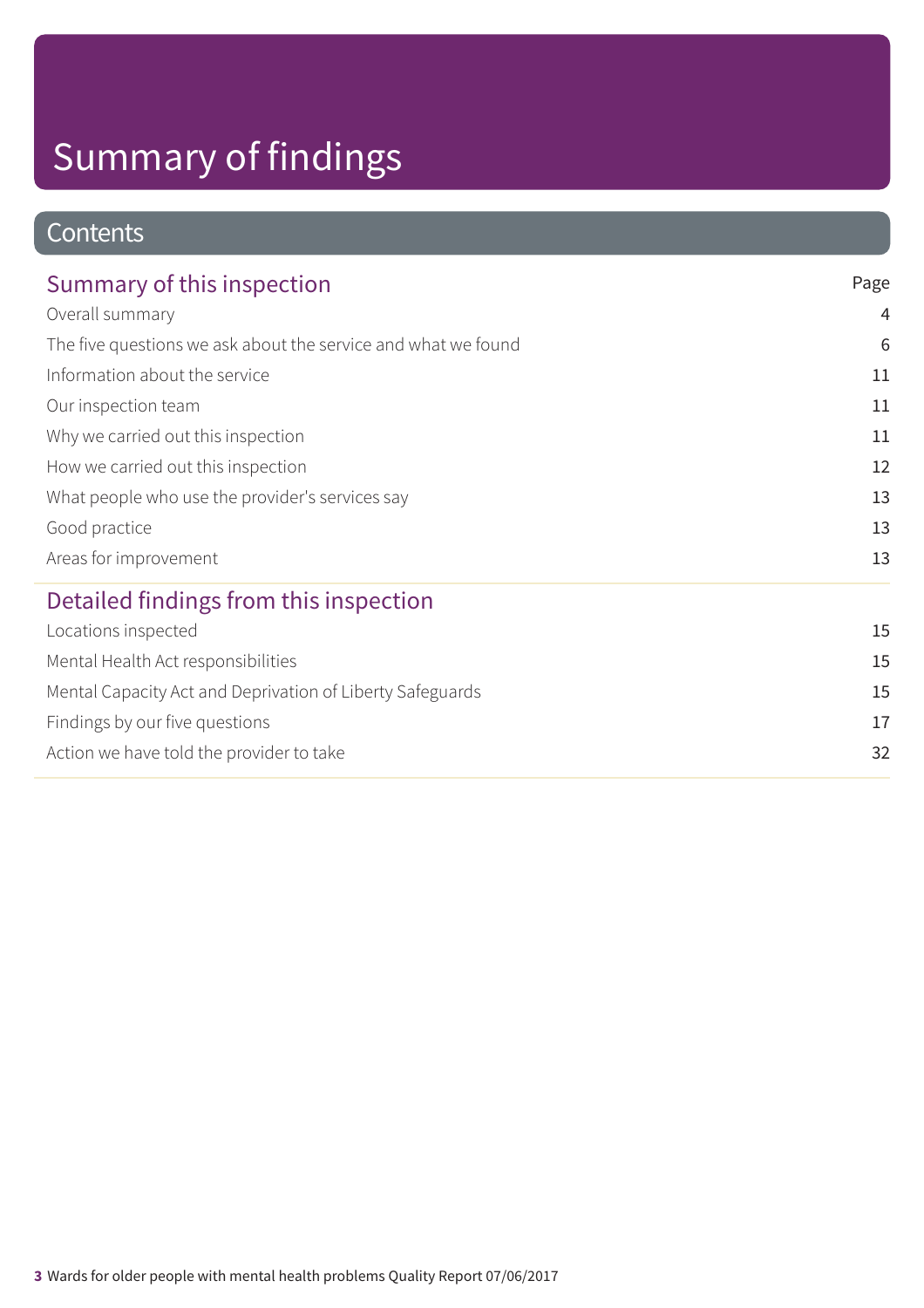# Summary of findings

## Contents

| Summary of this inspection | Page |
|---|---|
| Overall summary | 4 |
| The five questions we ask about the service and what we found | 6 |
| Information about the service | 11 |
| Our inspection team | 11 |
| Why we carried out this inspection | 11 |
| How we carried out this inspection | 12 |
| What people who use the provider's services say | 13 |
| Good practice | 13 |
| Areas for improvement | 13 |

| Detailed findings from this inspection | |
|---|---|
| Locations inspected | 15 |
| Mental Health Act responsibilities | 15 |
| Mental Capacity Act and Deprivation of Liberty Safeguards | 15 |
| Findings by our five questions | 17 |
| Action we have told the provider to take | 32 |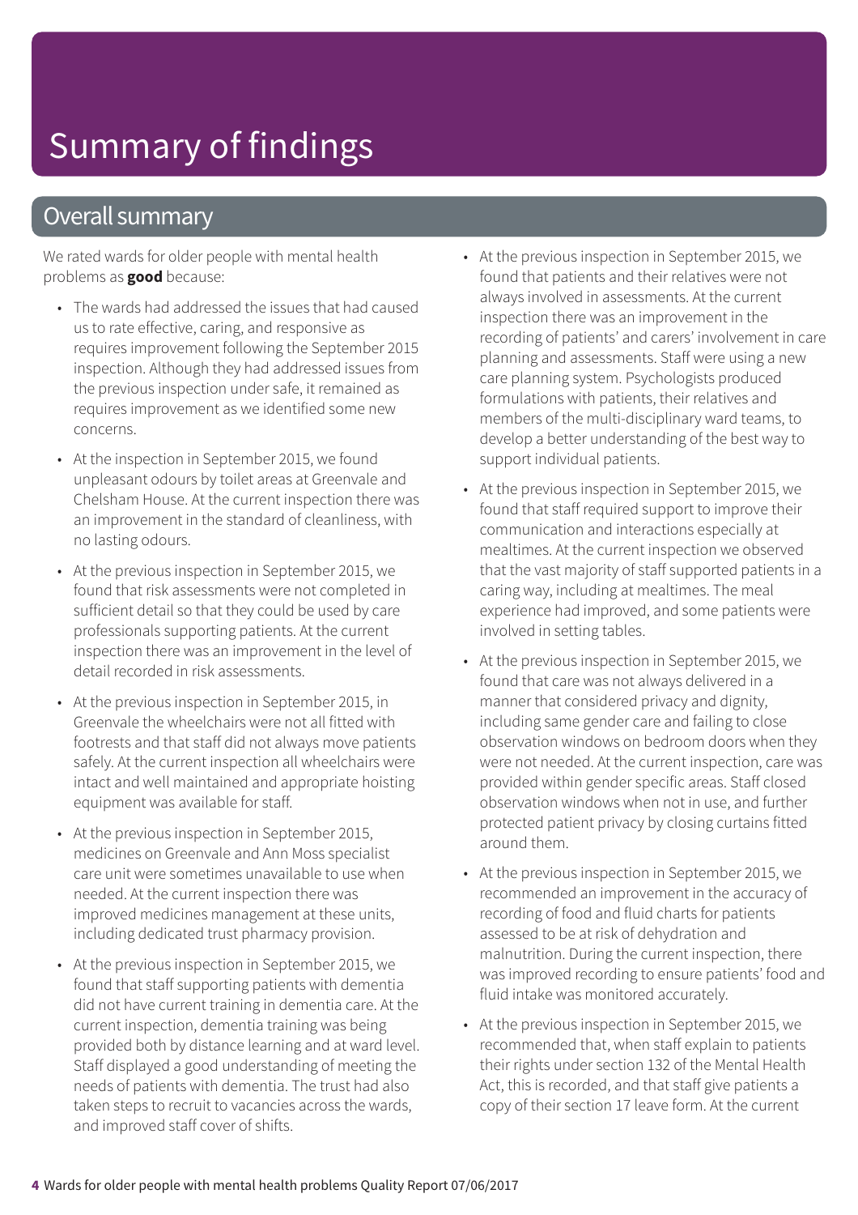# Summary of findings

## Overall summary

We rated wards for older people with mental health problems as **good** because:

- The wards had addressed the issues that had caused us to rate effective, caring, and responsive as requires improvement following the September 2015 inspection. Although they had addressed issues from the previous inspection under safe, it remained as requires improvement as we identified some new concerns.
- At the inspection in September 2015, we found unpleasant odours by toilet areas at Greenvale and Chelsham House. At the current inspection there was an improvement in the standard of cleanliness, with no lasting odours.
- At the previous inspection in September 2015, we found that risk assessments were not completed in sufficient detail so that they could be used by care professionals supporting patients. At the current inspection there was an improvement in the level of detail recorded in risk assessments.
- At the previous inspection in September 2015, in Greenvale the wheelchairs were not all fitted with footrests and that staff did not always move patients safely. At the current inspection all wheelchairs were intact and well maintained and appropriate hoisting equipment was available for staff.
- At the previous inspection in September 2015, medicines on Greenvale and Ann Moss specialist care unit were sometimes unavailable to use when needed. At the current inspection there was improved medicines management at these units, including dedicated trust pharmacy provision.
- At the previous inspection in September 2015, we found that staff supporting patients with dementia did not have current training in dementia care. At the current inspection, dementia training was being provided both by distance learning and at ward level. Staff displayed a good understanding of meeting the needs of patients with dementia. The trust had also taken steps to recruit to vacancies across the wards, and improved staff cover of shifts.
- At the previous inspection in September 2015, we found that patients and their relatives were not always involved in assessments. At the current inspection there was an improvement in the recording of patients' and carers' involvement in care planning and assessments. Staff were using a new care planning system. Psychologists produced formulations with patients, their relatives and members of the multi-disciplinary ward teams, to develop a better understanding of the best way to support individual patients.
- At the previous inspection in September 2015, we found that staff required support to improve their communication and interactions especially at mealtimes. At the current inspection we observed that the vast majority of staff supported patients in a caring way, including at mealtimes. The meal experience had improved, and some patients were involved in setting tables.
- At the previous inspection in September 2015, we found that care was not always delivered in a manner that considered privacy and dignity, including same gender care and failing to close observation windows on bedroom doors when they were not needed. At the current inspection, care was provided within gender specific areas. Staff closed observation windows when not in use, and further protected patient privacy by closing curtains fitted around them.
- At the previous inspection in September 2015, we recommended an improvement in the accuracy of recording of food and fluid charts for patients assessed to be at risk of dehydration and malnutrition. During the current inspection, there was improved recording to ensure patients' food and fluid intake was monitored accurately.
- At the previous inspection in September 2015, we recommended that, when staff explain to patients their rights under section 132 of the Mental Health Act, this is recorded, and that staff give patients a copy of their section 17 leave form. At the current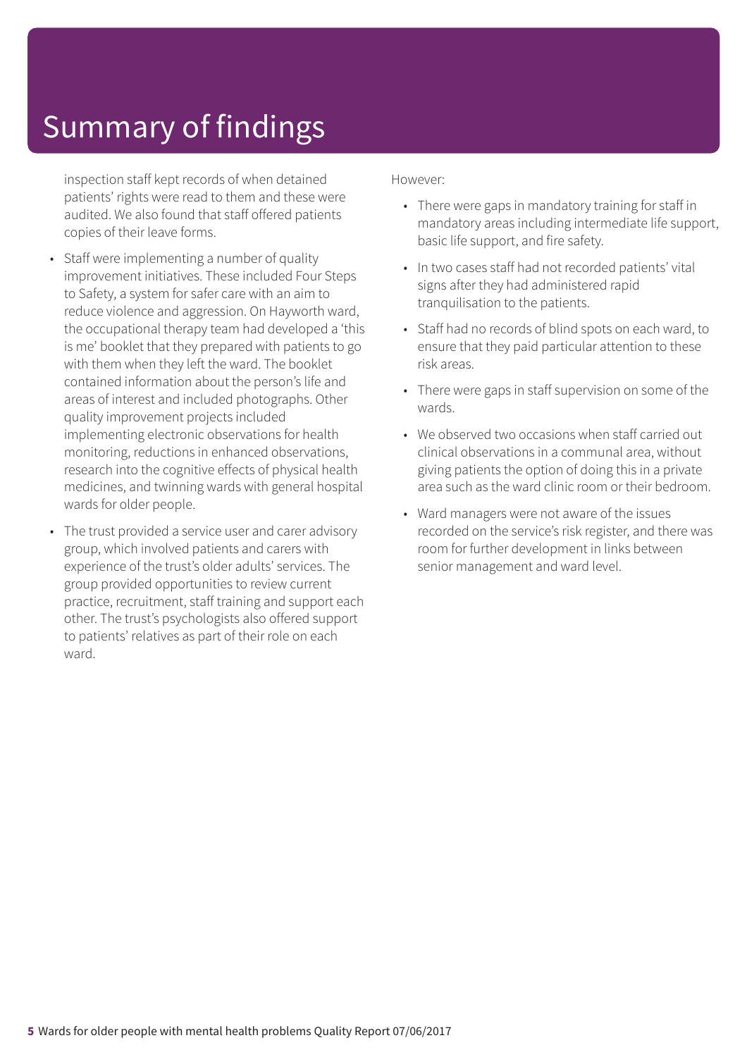# Summary of findings

inspection staff kept records of when detained patients' rights were read to them and these were audited. We also found that staff offered patients copies of their leave forms.

- Staff were implementing a number of quality improvement initiatives. These included Four Steps to Safety, a system for safer care with an aim to reduce violence and aggression. On Hayworth ward, the occupational therapy team had developed a 'this is me' booklet that they prepared with patients to go with them when they left the ward. The booklet contained information about the person's life and areas of interest and included photographs. Other quality improvement projects included implementing electronic observations for health monitoring, reductions in enhanced observations, research into the cognitive effects of physical health medicines, and twinning wards with general hospital wards for older people.
- The trust provided a service user and carer advisory group, which involved patients and carers with experience of the trust's older adults' services. The group provided opportunities to review current practice, recruitment, staff training and support each other. The trust's psychologists also offered support to patients' relatives as part of their role on each ward.

However:

- There were gaps in mandatory training for staff in mandatory areas including intermediate life support, basic life support, and fire safety.
- In two cases staff had not recorded patients' vital signs after they had administered rapid tranquilisation to the patients.
- Staff had no records of blind spots on each ward, to ensure that they paid particular attention to these risk areas.
- There were gaps in staff supervision on some of the wards.
- We observed two occasions when staff carried out clinical observations in a communal area, without giving patients the option of doing this in a private area such as the ward clinic room or their bedroom.
- Ward managers were not aware of the issues recorded on the service's risk register, and there was room for further development in links between senior management and ward level.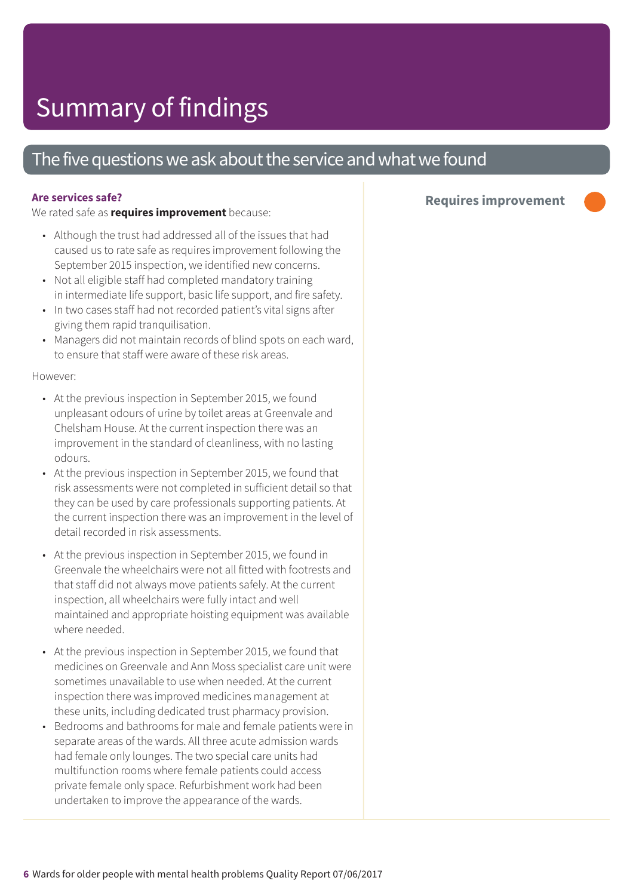# Summary of findings

## The five questions we ask about the service and what we found

### Are services safe?

**Requires improvement**

We rated safe as **requires improvement** because:

- Although the trust had addressed all of the issues that had caused us to rate safe as requires improvement following the September 2015 inspection, we identified new concerns.
- Not all eligible staff had completed mandatory training in intermediate life support, basic life support, and fire safety.
- In two cases staff had not recorded patient's vital signs after giving them rapid tranquilisation.
- Managers did not maintain records of blind spots on each ward, to ensure that staff were aware of these risk areas.

However:

- At the previous inspection in September 2015, we found unpleasant odours of urine by toilet areas at Greenvale and Chelsham House. At the current inspection there was an improvement in the standard of cleanliness, with no lasting odours.
- At the previous inspection in September 2015, we found that risk assessments were not completed in sufficient detail so that they can be used by care professionals supporting patients. At the current inspection there was an improvement in the level of detail recorded in risk assessments.
- At the previous inspection in September 2015, we found in Greenvale the wheelchairs were not all fitted with footrests and that staff did not always move patients safely. At the current inspection, all wheelchairs were fully intact and well maintained and appropriate hoisting equipment was available where needed.
- At the previous inspection in September 2015, we found that medicines on Greenvale and Ann Moss specialist care unit were sometimes unavailable to use when needed. At the current inspection there was improved medicines management at these units, including dedicated trust pharmacy provision.
- Bedrooms and bathrooms for male and female patients were in separate areas of the wards. All three acute admission wards had female only lounges. The two special care units had multifunction rooms where female patients could access private female only space. Refurbishment work had been undertaken to improve the appearance of the wards.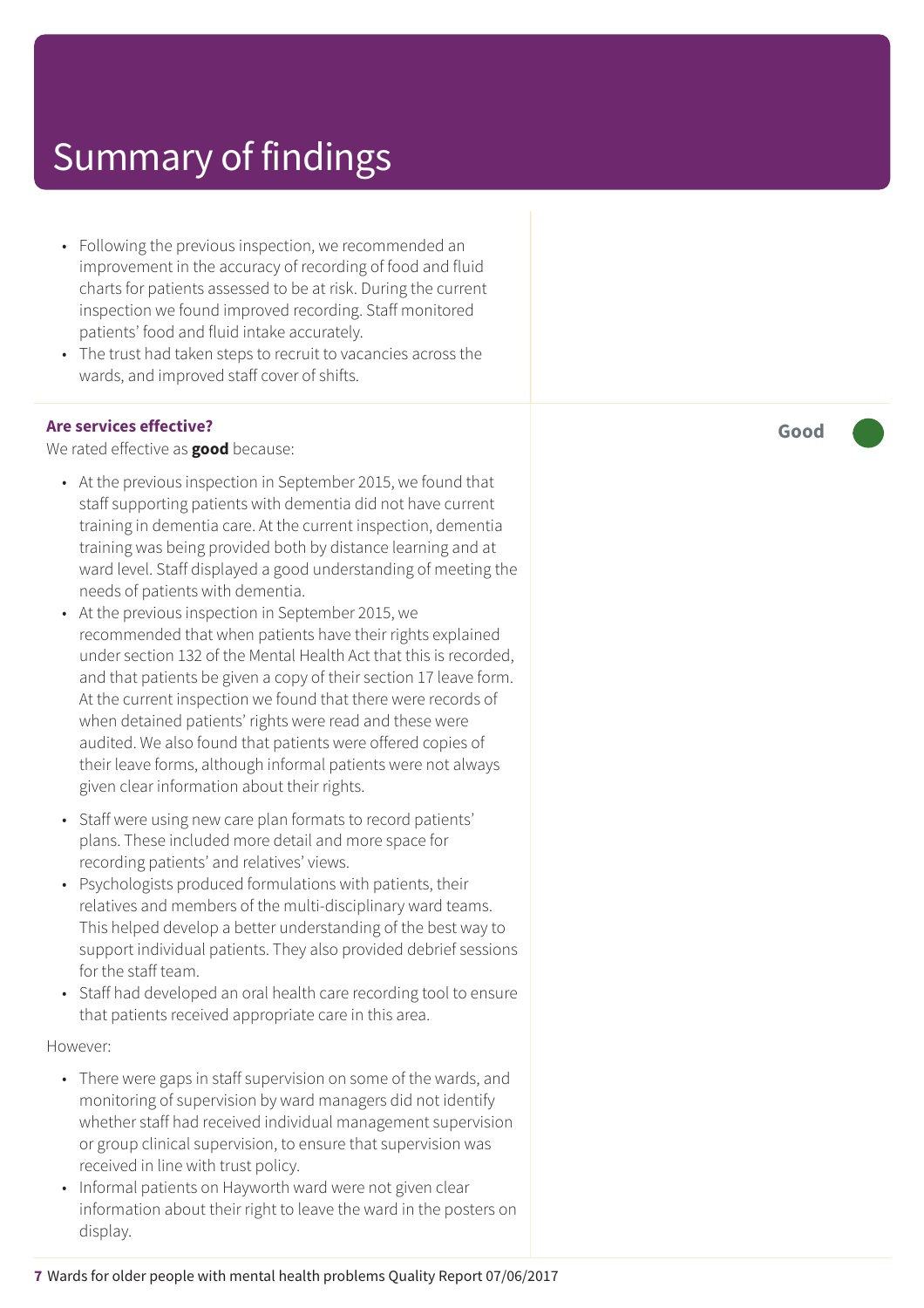# Summary of findings

- Following the previous inspection, we recommended an improvement in the accuracy of recording of food and fluid charts for patients assessed to be at risk. During the current inspection we found improved recording. Staff monitored patients' food and fluid intake accurately.
- The trust had taken steps to recruit to vacancies across the wards, and improved staff cover of shifts.

**Are services effective?**

**Good**

We rated effective as **good** because:

- At the previous inspection in September 2015, we found that staff supporting patients with dementia did not have current training in dementia care. At the current inspection, dementia training was being provided both by distance learning and at ward level. Staff displayed a good understanding of meeting the needs of patients with dementia.
- At the previous inspection in September 2015, we recommended that when patients have their rights explained under section 132 of the Mental Health Act that this is recorded, and that patients be given a copy of their section 17 leave form. At the current inspection we found that there were records of when detained patients' rights were read and these were audited. We also found that patients were offered copies of their leave forms, although informal patients were not always given clear information about their rights.
- Staff were using new care plan formats to record patients' plans. These included more detail and more space for recording patients' and relatives' views.
- Psychologists produced formulations with patients, their relatives and members of the multi-disciplinary ward teams. This helped develop a better understanding of the best way to support individual patients. They also provided debrief sessions for the staff team.
- Staff had developed an oral health care recording tool to ensure that patients received appropriate care in this area.

However:

- There were gaps in staff supervision on some of the wards, and monitoring of supervision by ward managers did not identify whether staff had received individual management supervision or group clinical supervision, to ensure that supervision was received in line with trust policy.
- Informal patients on Hayworth ward were not given clear information about their right to leave the ward in the posters on display.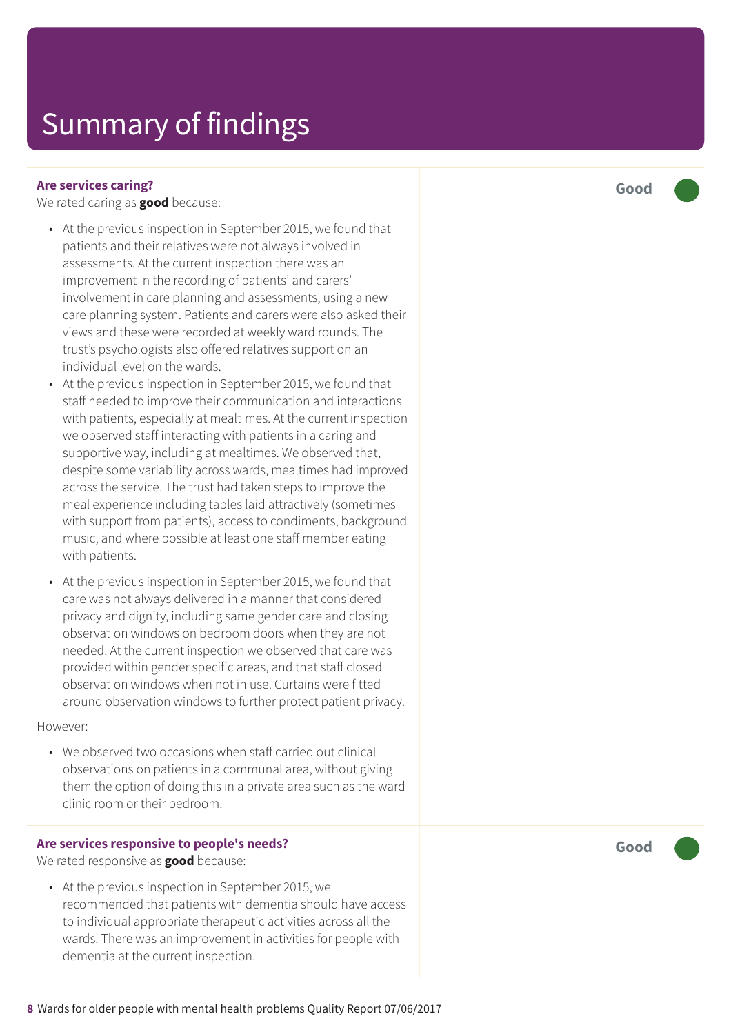# Summary of findings

### Are services caring?

**Good**

We rated caring as **good** because:

- At the previous inspection in September 2015, we found that patients and their relatives were not always involved in assessments. At the current inspection there was an improvement in the recording of patients' and carers' involvement in care planning and assessments, using a new care planning system. Patients and carers were also asked their views and these were recorded at weekly ward rounds. The trust's psychologists also offered relatives support on an individual level on the wards.
- At the previous inspection in September 2015, we found that staff needed to improve their communication and interactions with patients, especially at mealtimes. At the current inspection we observed staff interacting with patients in a caring and supportive way, including at mealtimes. We observed that, despite some variability across wards, mealtimes had improved across the service. The trust had taken steps to improve the meal experience including tables laid attractively (sometimes with support from patients), access to condiments, background music, and where possible at least one staff member eating with patients.
- At the previous inspection in September 2015, we found that care was not always delivered in a manner that considered privacy and dignity, including same gender care and closing observation windows on bedroom doors when they are not needed. At the current inspection we observed that care was provided within gender specific areas, and that staff closed observation windows when not in use. Curtains were fitted around observation windows to further protect patient privacy.

However:

- We observed two occasions when staff carried out clinical observations on patients in a communal area, without giving them the option of doing this in a private area such as the ward clinic room or their bedroom.

### Are services responsive to people's needs?

**Good**

We rated responsive as **good** because:

- At the previous inspection in September 2015, we recommended that patients with dementia should have access to individual appropriate therapeutic activities across all the wards. There was an improvement in activities for people with dementia at the current inspection.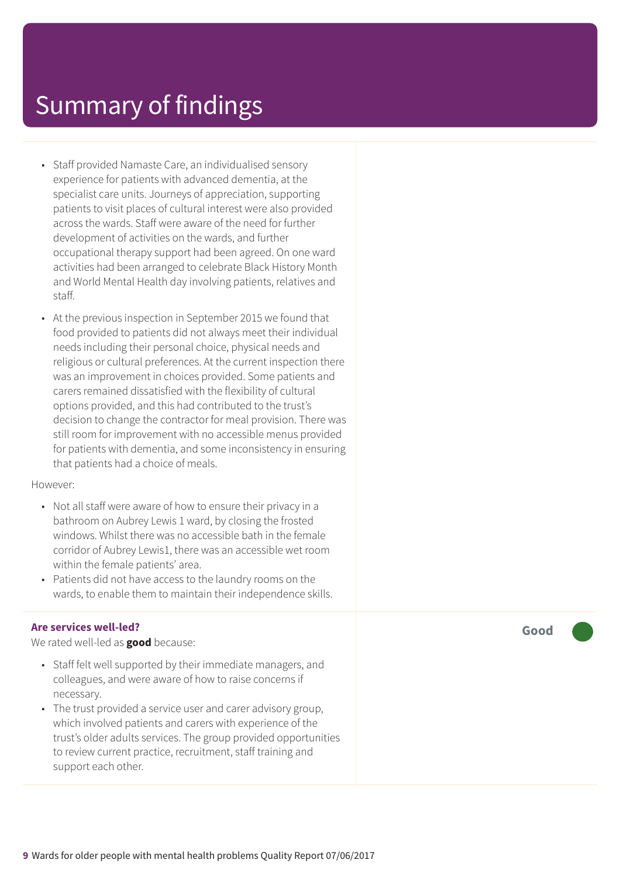# Summary of findings

- Staff provided Namaste Care, an individualised sensory experience for patients with advanced dementia, at the specialist care units. Journeys of appreciation, supporting patients to visit places of cultural interest were also provided across the wards. Staff were aware of the need for further development of activities on the wards, and further occupational therapy support had been agreed. On one ward activities had been arranged to celebrate Black History Month and World Mental Health day involving patients, relatives and staff.
- At the previous inspection in September 2015 we found that food provided to patients did not always meet their individual needs including their personal choice, physical needs and religious or cultural preferences. At the current inspection there was an improvement in choices provided. Some patients and carers remained dissatisfied with the flexibility of cultural options provided, and this had contributed to the trust's decision to change the contractor for meal provision. There was still room for improvement with no accessible menus provided for patients with dementia, and some inconsistency in ensuring that patients had a choice of meals.

However:

- Not all staff were aware of how to ensure their privacy in a bathroom on Aubrey Lewis 1 ward, by closing the frosted windows. Whilst there was no accessible bath in the female corridor of Aubrey Lewis1, there was an accessible wet room within the female patients' area.
- Patients did not have access to the laundry rooms on the wards, to enable them to maintain their independence skills.

**Are services well-led?**

We rated well-led as **good** because:

**Good**

- Staff felt well supported by their immediate managers, and colleagues, and were aware of how to raise concerns if necessary.
- The trust provided a service user and carer advisory group, which involved patients and carers with experience of the trust's older adults services. The group provided opportunities to review current practice, recruitment, staff training and support each other.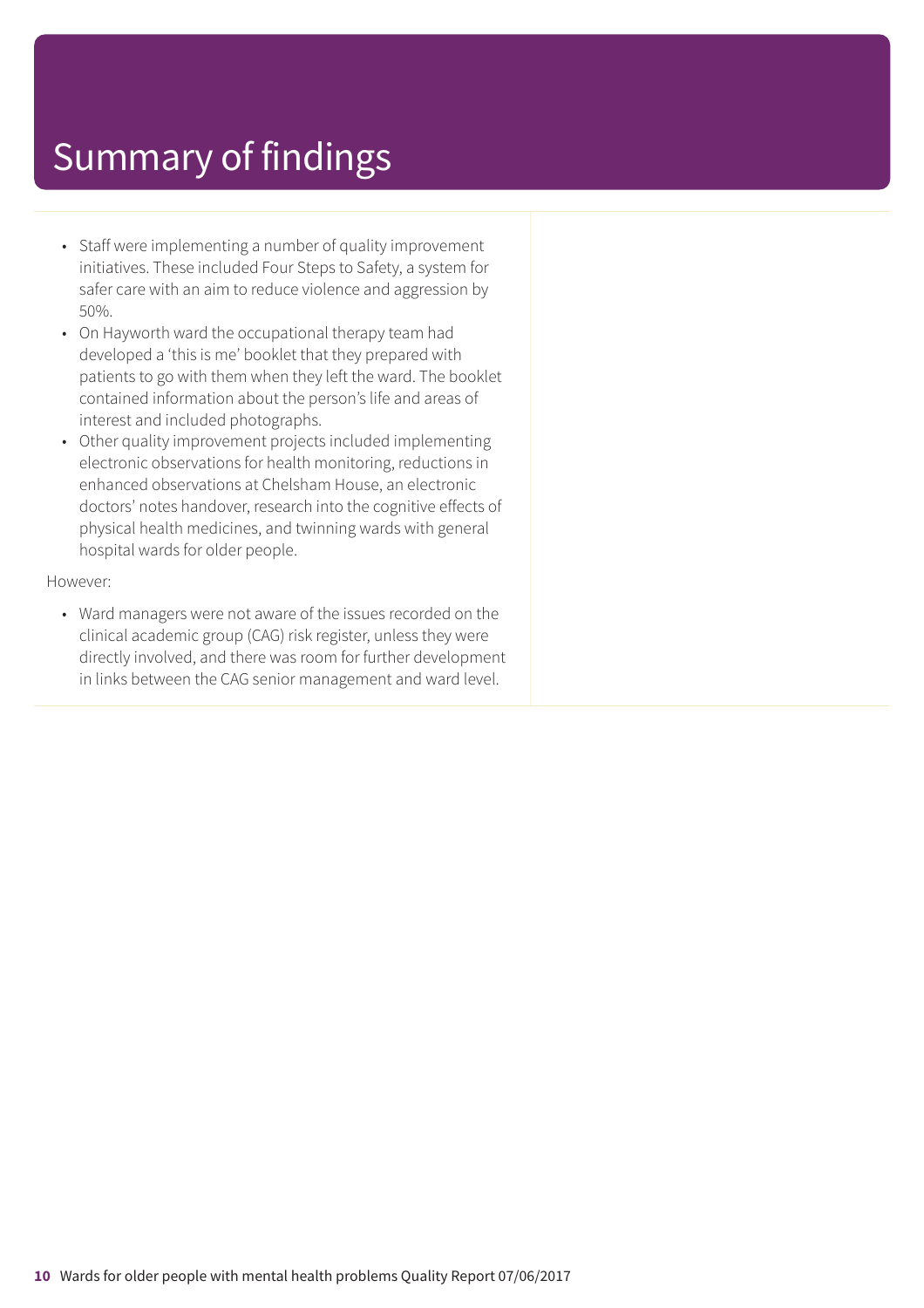# Summary of findings

- Staff were implementing a number of quality improvement initiatives. These included Four Steps to Safety, a system for safer care with an aim to reduce violence and aggression by 50%.
- On Hayworth ward the occupational therapy team had developed a 'this is me' booklet that they prepared with patients to go with them when they left the ward. The booklet contained information about the person's life and areas of interest and included photographs.
- Other quality improvement projects included implementing electronic observations for health monitoring, reductions in enhanced observations at Chelsham House, an electronic doctors' notes handover, research into the cognitive effects of physical health medicines, and twinning wards with general hospital wards for older people.

However:

- Ward managers were not aware of the issues recorded on the clinical academic group (CAG) risk register, unless they were directly involved, and there was room for further development in links between the CAG senior management and ward level.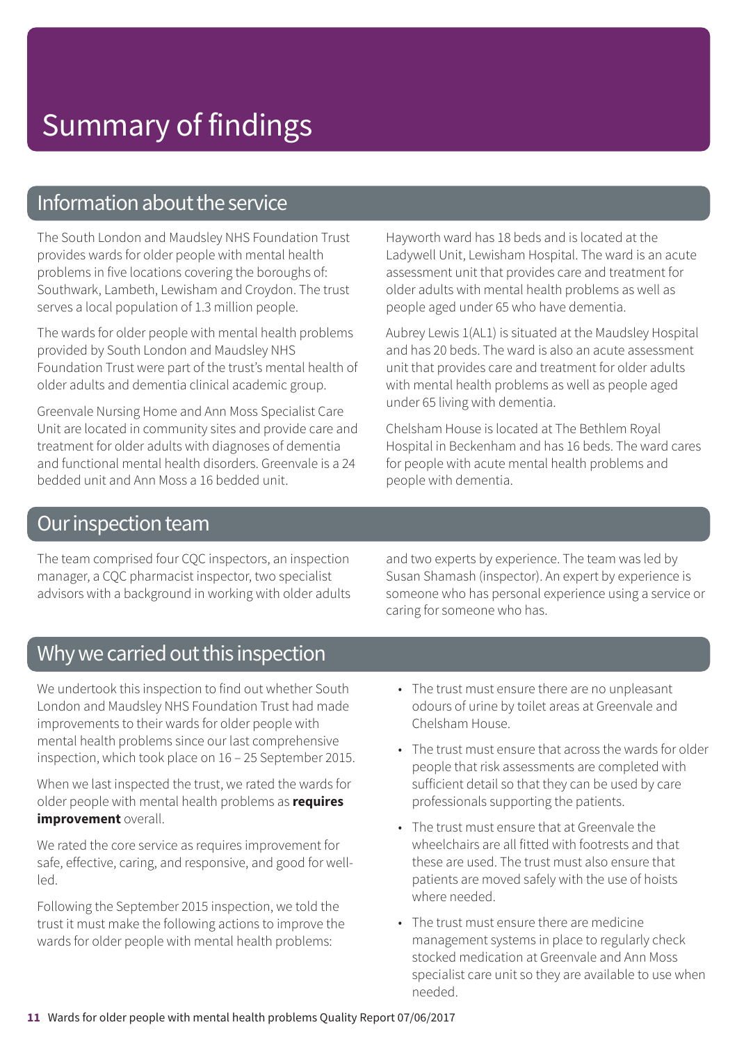# Summary of findings

## Information about the service

The South London and Maudsley NHS Foundation Trust provides wards for older people with mental health problems in five locations covering the boroughs of: Southwark, Lambeth, Lewisham and Croydon. The trust serves a local population of 1.3 million people.

The wards for older people with mental health problems provided by South London and Maudsley NHS Foundation Trust were part of the trust's mental health of older adults and dementia clinical academic group.

Greenvale Nursing Home and Ann Moss Specialist Care Unit are located in community sites and provide care and treatment for older adults with diagnoses of dementia and functional mental health disorders. Greenvale is a 24 bedded unit and Ann Moss a 16 bedded unit.

Hayworth ward has 18 beds and is located at the Ladywell Unit, Lewisham Hospital. The ward is an acute assessment unit that provides care and treatment for older adults with mental health problems as well as people aged under 65 who have dementia.

Aubrey Lewis 1(AL1) is situated at the Maudsley Hospital and has 20 beds. The ward is also an acute assessment unit that provides care and treatment for older adults with mental health problems as well as people aged under 65 living with dementia.

Chelsham House is located at The Bethlem Royal Hospital in Beckenham and has 16 beds. The ward cares for people with acute mental health problems and people with dementia.

## Our inspection team

The team comprised four CQC inspectors, an inspection manager, a CQC pharmacist inspector, two specialist advisors with a background in working with older adults and two experts by experience. The team was led by Susan Shamash (inspector). An expert by experience is someone who has personal experience using a service or caring for someone who has.

## Why we carried out this inspection

We undertook this inspection to find out whether South London and Maudsley NHS Foundation Trust had made improvements to their wards for older people with mental health problems since our last comprehensive inspection, which took place on 16 – 25 September 2015.

When we last inspected the trust, we rated the wards for older people with mental health problems as **requires improvement** overall.

We rated the core service as requires improvement for safe, effective, caring, and responsive, and good for well-led.

Following the September 2015 inspection, we told the trust it must make the following actions to improve the wards for older people with mental health problems:

- The trust must ensure there are no unpleasant odours of urine by toilet areas at Greenvale and Chelsham House.
- The trust must ensure that across the wards for older people that risk assessments are completed with sufficient detail so that they can be used by care professionals supporting the patients.
- The trust must ensure that at Greenvale the wheelchairs are all fitted with footrests and that these are used. The trust must also ensure that patients are moved safely with the use of hoists where needed.
- The trust must ensure there are medicine management systems in place to regularly check stocked medication at Greenvale and Ann Moss specialist care unit so they are available to use when needed.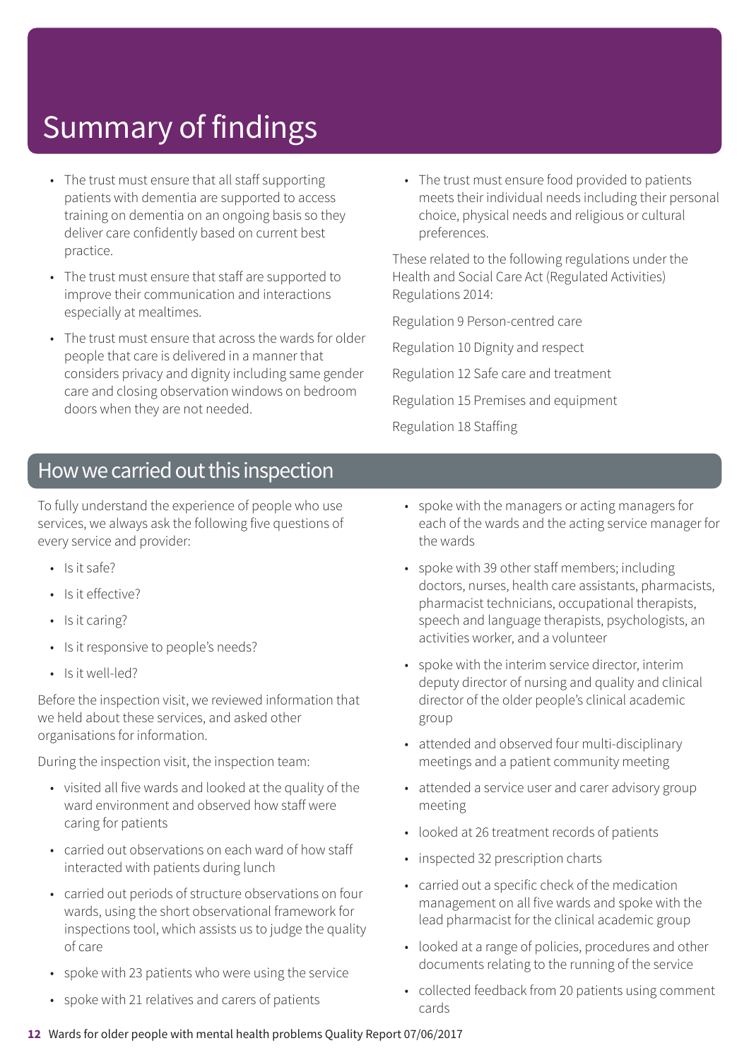# Summary of findings

- The trust must ensure that all staff supporting patients with dementia are supported to access training on dementia on an ongoing basis so they deliver care confidently based on current best practice.
- The trust must ensure that staff are supported to improve their communication and interactions especially at mealtimes.
- The trust must ensure that across the wards for older people that care is delivered in a manner that considers privacy and dignity including same gender care and closing observation windows on bedroom doors when they are not needed.
- The trust must ensure food provided to patients meets their individual needs including their personal choice, physical needs and religious or cultural preferences.

These related to the following regulations under the Health and Social Care Act (Regulated Activities) Regulations 2014:

Regulation 9 Person-centred care

Regulation 10 Dignity and respect

Regulation 12 Safe care and treatment

Regulation 15 Premises and equipment

Regulation 18 Staffing

## How we carried out this inspection

To fully understand the experience of people who use services, we always ask the following five questions of every service and provider:

- Is it safe?
- Is it effective?
- Is it caring?
- Is it responsive to people's needs?
- Is it well-led?

Before the inspection visit, we reviewed information that we held about these services, and asked other organisations for information.

During the inspection visit, the inspection team:

- visited all five wards and looked at the quality of the ward environment and observed how staff were caring for patients
- carried out observations on each ward of how staff interacted with patients during lunch
- carried out periods of structure observations on four wards, using the short observational framework for inspections tool, which assists us to judge the quality of care
- spoke with 23 patients who were using the service
- spoke with 21 relatives and carers of patients
- spoke with the managers or acting managers for each of the wards and the acting service manager for the wards
- spoke with 39 other staff members; including doctors, nurses, health care assistants, pharmacists, pharmacist technicians, occupational therapists, speech and language therapists, psychologists, an activities worker, and a volunteer
- spoke with the interim service director, interim deputy director of nursing and quality and clinical director of the older people's clinical academic group
- attended and observed four multi-disciplinary meetings and a patient community meeting
- attended a service user and carer advisory group meeting
- looked at 26 treatment records of patients
- inspected 32 prescription charts
- carried out a specific check of the medication management on all five wards and spoke with the lead pharmacist for the clinical academic group
- looked at a range of policies, procedures and other documents relating to the running of the service
- collected feedback from 20 patients using comment cards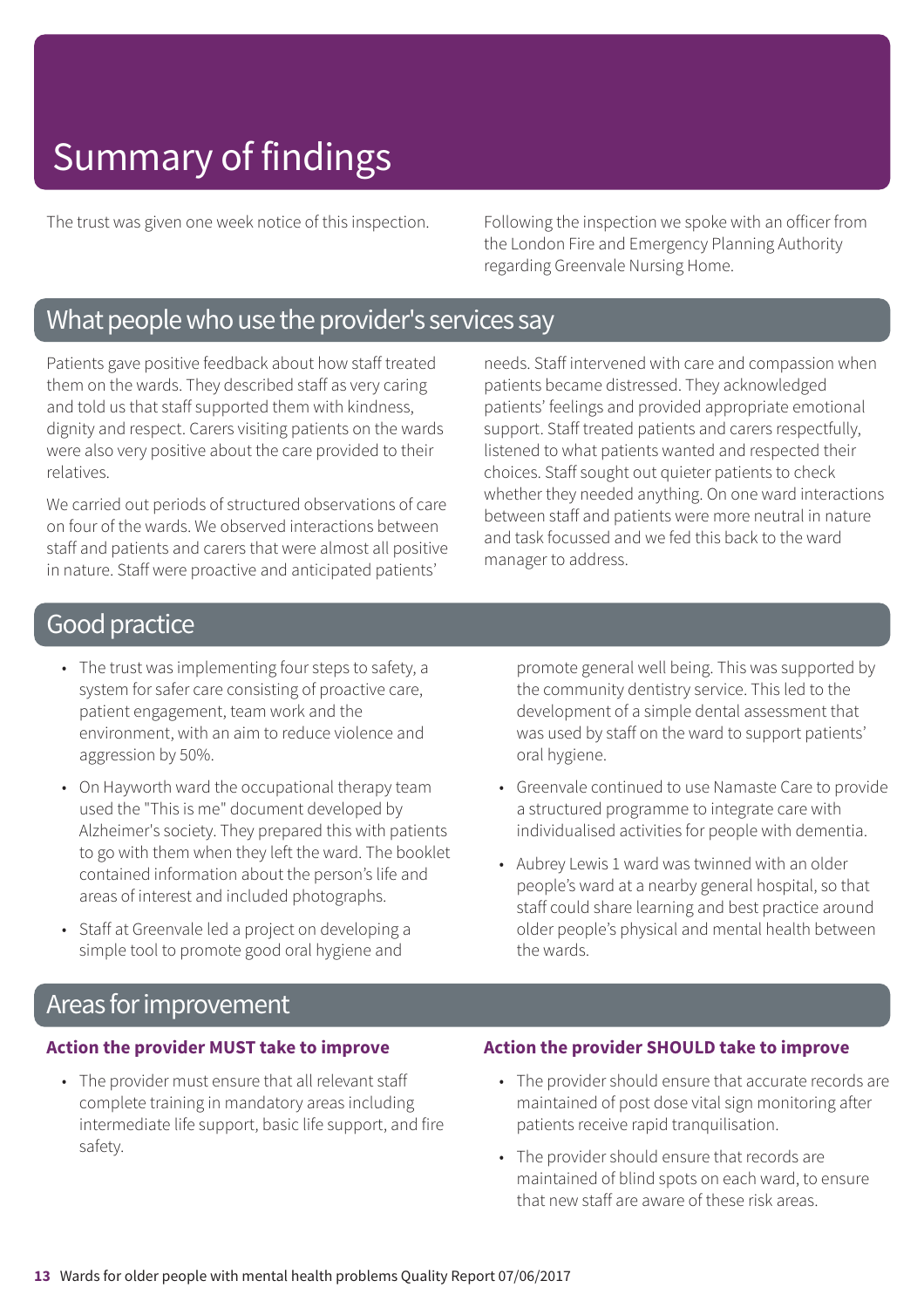# Summary of findings

The trust was given one week notice of this inspection.

Following the inspection we spoke with an officer from the London Fire and Emergency Planning Authority regarding Greenvale Nursing Home.

## What people who use the provider's services say

Patients gave positive feedback about how staff treated them on the wards. They described staff as very caring and told us that staff supported them with kindness, dignity and respect. Carers visiting patients on the wards were also very positive about the care provided to their relatives.

We carried out periods of structured observations of care on four of the wards. We observed interactions between staff and patients and carers that were almost all positive in nature. Staff were proactive and anticipated patients' needs. Staff intervened with care and compassion when patients became distressed. They acknowledged patients' feelings and provided appropriate emotional support. Staff treated patients and carers respectfully, listened to what patients wanted and respected their choices. Staff sought out quieter patients to check whether they needed anything. On one ward interactions between staff and patients were more neutral in nature and task focussed and we fed this back to the ward manager to address.

## Good practice

- The trust was implementing four steps to safety, a system for safer care consisting of proactive care, patient engagement, team work and the environment, with an aim to reduce violence and aggression by 50%.
- On Hayworth ward the occupational therapy team used the "This is me" document developed by Alzheimer's society. They prepared this with patients to go with them when they left the ward. The booklet contained information about the person's life and areas of interest and included photographs.
- Staff at Greenvale led a project on developing a simple tool to promote good oral hygiene and promote general well being. This was supported by the community dentistry service. This led to the development of a simple dental assessment that was used by staff on the ward to support patients' oral hygiene.
- Greenvale continued to use Namaste Care to provide a structured programme to integrate care with individualised activities for people with dementia.
- Aubrey Lewis 1 ward was twinned with an older people's ward at a nearby general hospital, so that staff could share learning and best practice around older people's physical and mental health between the wards.

## Areas for improvement

### Action the provider MUST take to improve

- The provider must ensure that all relevant staff complete training in mandatory areas including intermediate life support, basic life support, and fire safety.

### Action the provider SHOULD take to improve

- The provider should ensure that accurate records are maintained of post dose vital sign monitoring after patients receive rapid tranquilisation.
- The provider should ensure that records are maintained of blind spots on each ward, to ensure that new staff are aware of these risk areas.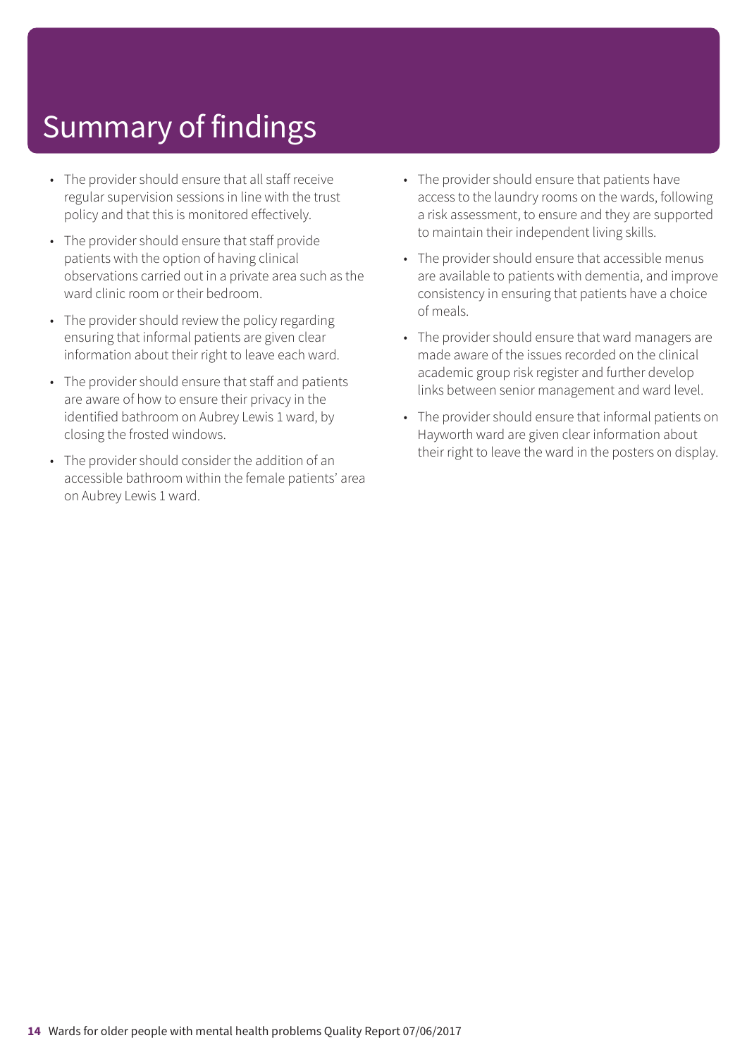# Summary of findings

- The provider should ensure that all staff receive regular supervision sessions in line with the trust policy and that this is monitored effectively.
- The provider should ensure that staff provide patients with the option of having clinical observations carried out in a private area such as the ward clinic room or their bedroom.
- The provider should review the policy regarding ensuring that informal patients are given clear information about their right to leave each ward.
- The provider should ensure that staff and patients are aware of how to ensure their privacy in the identified bathroom on Aubrey Lewis 1 ward, by closing the frosted windows.
- The provider should consider the addition of an accessible bathroom within the female patients' area on Aubrey Lewis 1 ward.
- The provider should ensure that patients have access to the laundry rooms on the wards, following a risk assessment, to ensure and they are supported to maintain their independent living skills.
- The provider should ensure that accessible menus are available to patients with dementia, and improve consistency in ensuring that patients have a choice of meals.
- The provider should ensure that ward managers are made aware of the issues recorded on the clinical academic group risk register and further develop links between senior management and ward level.
- The provider should ensure that informal patients on Hayworth ward are given clear information about their right to leave the ward in the posters on display.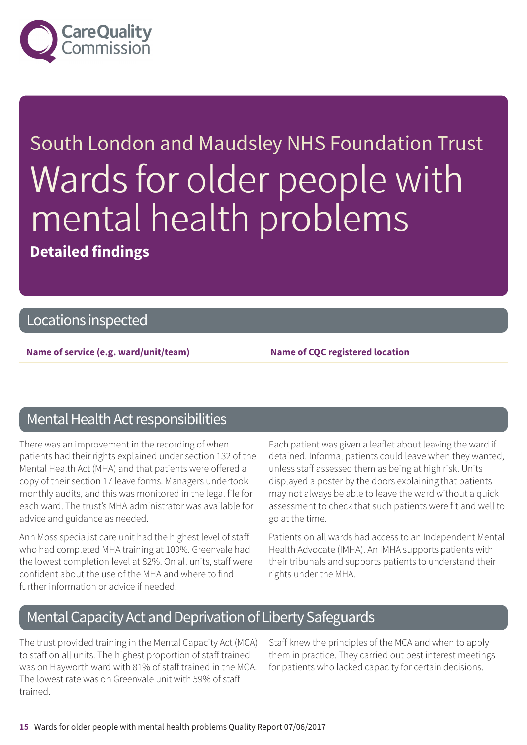South London and Maudsley NHS Foundation Trust

# Wards for older people with mental health problems

**Detailed findings**

## Locations inspected

| Name of service (e.g. ward/unit/team) | Name of CQC registered location |
| --- | --- |

## Mental Health Act responsibilities

There was an improvement in the recording of when patients had their rights explained under section 132 of the Mental Health Act (MHA) and that patients were offered a copy of their section 17 leave forms. Managers undertook monthly audits, and this was monitored in the legal file for each ward. The trust's MHA administrator was available for advice and guidance as needed.

Ann Moss specialist care unit had the highest level of staff who had completed MHA training at 100%. Greenvale had the lowest completion level at 82%. On all units, staff were confident about the use of the MHA and where to find further information or advice if needed.

Each patient was given a leaflet about leaving the ward if detained. Informal patients could leave when they wanted, unless staff assessed them as being at high risk. Units displayed a poster by the doors explaining that patients may not always be able to leave the ward without a quick assessment to check that such patients were fit and well to go at the time.

Patients on all wards had access to an Independent Mental Health Advocate (IMHA). An IMHA supports patients with their tribunals and supports patients to understand their rights under the MHA.

## Mental Capacity Act and Deprivation of Liberty Safeguards

The trust provided training in the Mental Capacity Act (MCA) to staff on all units. The highest proportion of staff trained was on Hayworth ward with 81% of staff trained in the MCA. The lowest rate was on Greenvale unit with 59% of staff trained.

Staff knew the principles of the MCA and when to apply them in practice. They carried out best interest meetings for patients who lacked capacity for certain decisions.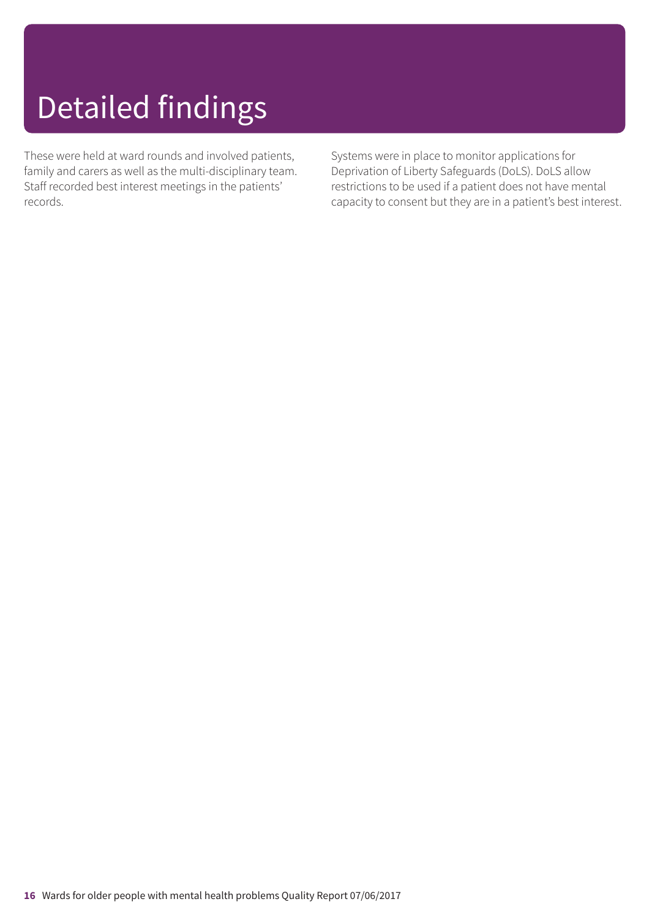# Detailed findings

These were held at ward rounds and involved patients, family and carers as well as the multi-disciplinary team. Staff recorded best interest meetings in the patients' records.

Systems were in place to monitor applications for Deprivation of Liberty Safeguards (DoLS). DoLS allow restrictions to be used if a patient does not have mental capacity to consent but they are in a patient's best interest.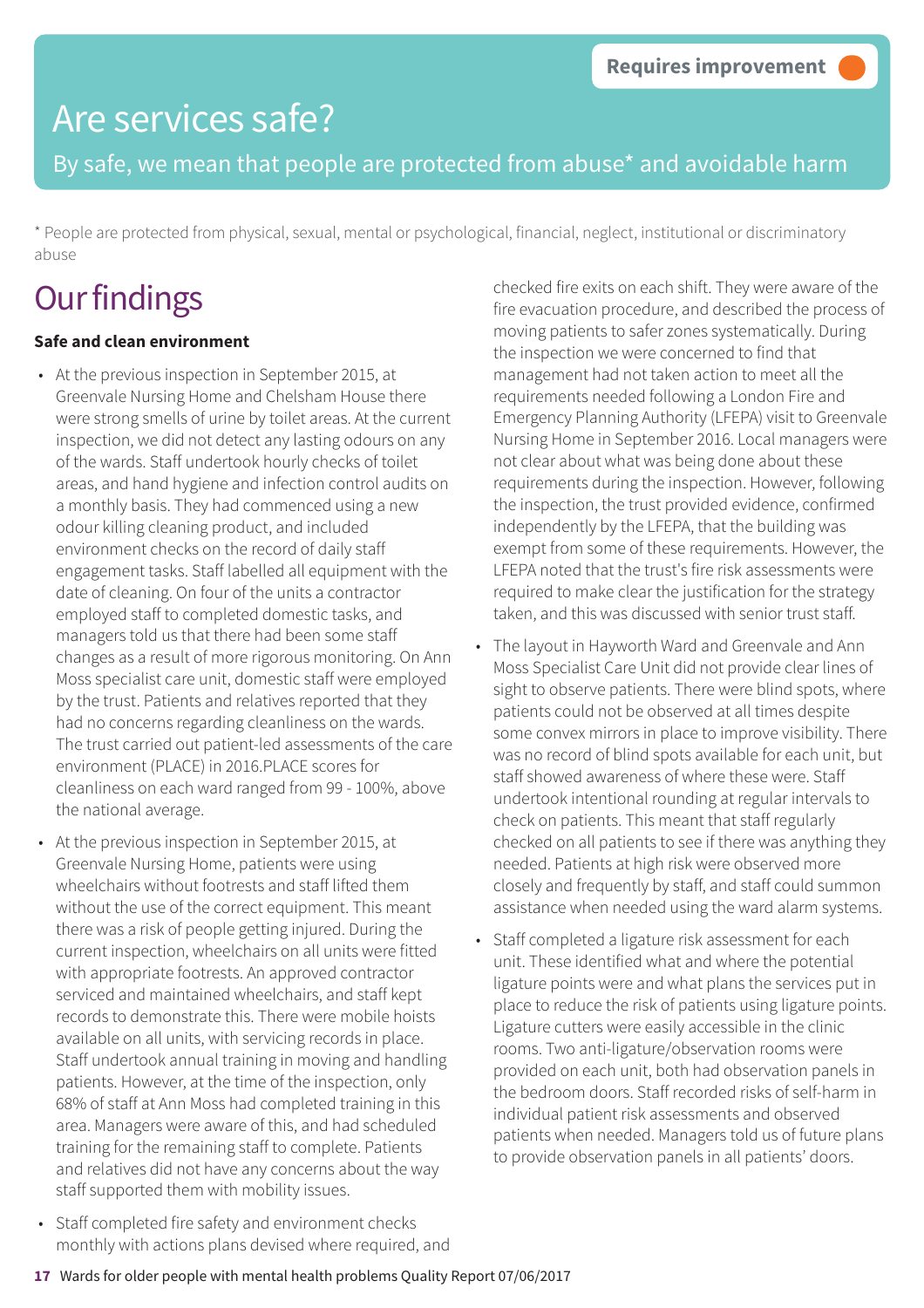Requires improvement

# Are services safe?

By safe, we mean that people are protected from abuse* and avoidable harm

* People are protected from physical, sexual, mental or psychological, financial, neglect, institutional or discriminatory abuse

## Our findings

**Safe and clean environment**

- At the previous inspection in September 2015, at Greenvale Nursing Home and Chelsham House there were strong smells of urine by toilet areas. At the current inspection, we did not detect any lasting odours on any of the wards. Staff undertook hourly checks of toilet areas, and hand hygiene and infection control audits on a monthly basis. They had commenced using a new odour killing cleaning product, and included environment checks on the record of daily staff engagement tasks. Staff labelled all equipment with the date of cleaning. On four of the units a contractor employed staff to completed domestic tasks, and managers told us that there had been some staff changes as a result of more rigorous monitoring. On Ann Moss specialist care unit, domestic staff were employed by the trust. Patients and relatives reported that they had no concerns regarding cleanliness on the wards. The trust carried out patient-led assessments of the care environment (PLACE) in 2016.PLACE scores for cleanliness on each ward ranged from 99 - 100%, above the national average.
- At the previous inspection in September 2015, at Greenvale Nursing Home, patients were using wheelchairs without footrests and staff lifted them without the use of the correct equipment. This meant there was a risk of people getting injured. During the current inspection, wheelchairs on all units were fitted with appropriate footrests. An approved contractor serviced and maintained wheelchairs, and staff kept records to demonstrate this. There were mobile hoists available on all units, with servicing records in place. Staff undertook annual training in moving and handling patients. However, at the time of the inspection, only 68% of staff at Ann Moss had completed training in this area. Managers were aware of this, and had scheduled training for the remaining staff to complete. Patients and relatives did not have any concerns about the way staff supported them with mobility issues.
- Staff completed fire safety and environment checks monthly with actions plans devised where required, and checked fire exits on each shift. They were aware of the fire evacuation procedure, and described the process of moving patients to safer zones systematically. During the inspection we were concerned to find that management had not taken action to meet all the requirements needed following a London Fire and Emergency Planning Authority (LFEPA) visit to Greenvale Nursing Home in September 2016. Local managers were not clear about what was being done about these requirements during the inspection. However, following the inspection, the trust provided evidence, confirmed independently by the LFEPA, that the building was exempt from some of these requirements. However, the LFEPA noted that the trust's fire risk assessments were required to make clear the justification for the strategy taken, and this was discussed with senior trust staff.
- The layout in Hayworth Ward and Greenvale and Ann Moss Specialist Care Unit did not provide clear lines of sight to observe patients. There were blind spots, where patients could not be observed at all times despite some convex mirrors in place to improve visibility. There was no record of blind spots available for each unit, but staff showed awareness of where these were. Staff undertook intentional rounding at regular intervals to check on patients. This meant that staff regularly checked on all patients to see if there was anything they needed. Patients at high risk were observed more closely and frequently by staff, and staff could summon assistance when needed using the ward alarm systems.
- Staff completed a ligature risk assessment for each unit. These identified what and where the potential ligature points were and what plans the services put in place to reduce the risk of patients using ligature points. Ligature cutters were easily accessible in the clinic rooms. Two anti-ligature/observation rooms were provided on each unit, both had observation panels in the bedroom doors. Staff recorded risks of self-harm in individual patient risk assessments and observed patients when needed. Managers told us of future plans to provide observation panels in all patients' doors.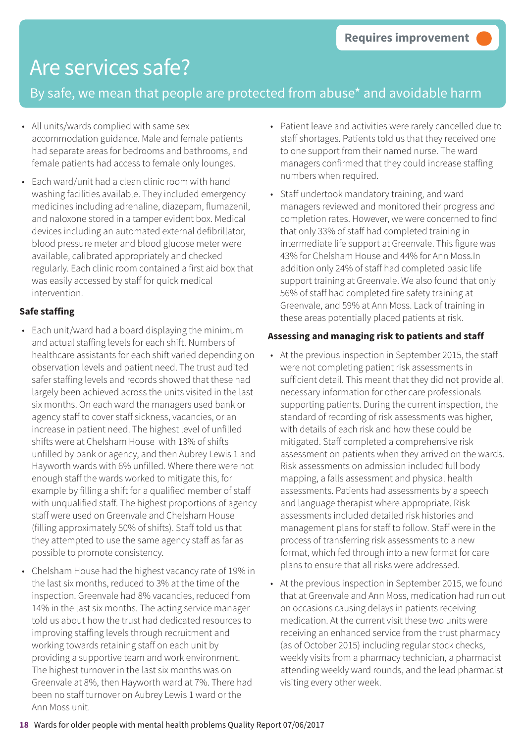Requires improvement

# Are services safe?

By safe, we mean that people are protected from abuse* and avoidable harm

- All units/wards complied with same sex accommodation guidance. Male and female patients had separate areas for bedrooms and bathrooms, and female patients had access to female only lounges.
- Each ward/unit had a clean clinic room with hand washing facilities available. They included emergency medicines including adrenaline, diazepam, flumazenil, and naloxone stored in a tamper evident box. Medical devices including an automated external defibrillator, blood pressure meter and blood glucose meter were available, calibrated appropriately and checked regularly. Each clinic room contained a first aid box that was easily accessed by staff for quick medical intervention.

**Safe staffing**

- Each unit/ward had a board displaying the minimum and actual staffing levels for each shift. Numbers of healthcare assistants for each shift varied depending on observation levels and patient need. The trust audited safer staffing levels and records showed that these had largely been achieved across the units visited in the last six months. On each ward the managers used bank or agency staff to cover staff sickness, vacancies, or an increase in patient need. The highest level of unfilled shifts were at Chelsham House with 13% of shifts unfilled by bank or agency, and then Aubrey Lewis 1 and Hayworth wards with 6% unfilled. Where there were not enough staff the wards worked to mitigate this, for example by filling a shift for a qualified member of staff with unqualified staff. The highest proportions of agency staff were used on Greenvale and Chelsham House (filling approximately 50% of shifts). Staff told us that they attempted to use the same agency staff as far as possible to promote consistency.
- Chelsham House had the highest vacancy rate of 19% in the last six months, reduced to 3% at the time of the inspection. Greenvale had 8% vacancies, reduced from 14% in the last six months. The acting service manager told us about how the trust had dedicated resources to improving staffing levels through recruitment and working towards retaining staff on each unit by providing a supportive team and work environment. The highest turnover in the last six months was on Greenvale at 8%, then Hayworth ward at 7%. There had been no staff turnover on Aubrey Lewis 1 ward or the Ann Moss unit.
- Patient leave and activities were rarely cancelled due to staff shortages. Patients told us that they received one to one support from their named nurse. The ward managers confirmed that they could increase staffing numbers when required.
- Staff undertook mandatory training, and ward managers reviewed and monitored their progress and completion rates. However, we were concerned to find that only 33% of staff had completed training in intermediate life support at Greenvale. This figure was 43% for Chelsham House and 44% for Ann Moss.In addition only 24% of staff had completed basic life support training at Greenvale. We also found that only 56% of staff had completed fire safety training at Greenvale, and 59% at Ann Moss. Lack of training in these areas potentially placed patients at risk.

**Assessing and managing risk to patients and staff**

- At the previous inspection in September 2015, the staff were not completing patient risk assessments in sufficient detail. This meant that they did not provide all necessary information for other care professionals supporting patients. During the current inspection, the standard of recording of risk assessments was higher, with details of each risk and how these could be mitigated. Staff completed a comprehensive risk assessment on patients when they arrived on the wards. Risk assessments on admission included full body mapping, a falls assessment and physical health assessments. Patients had assessments by a speech and language therapist where appropriate. Risk assessments included detailed risk histories and management plans for staff to follow. Staff were in the process of transferring risk assessments to a new format, which fed through into a new format for care plans to ensure that all risks were addressed.
- At the previous inspection in September 2015, we found that at Greenvale and Ann Moss, medication had run out on occasions causing delays in patients receiving medication. At the current visit these two units were receiving an enhanced service from the trust pharmacy (as of October 2015) including regular stock checks, weekly visits from a pharmacy technician, a pharmacist attending weekly ward rounds, and the lead pharmacist visiting every other week.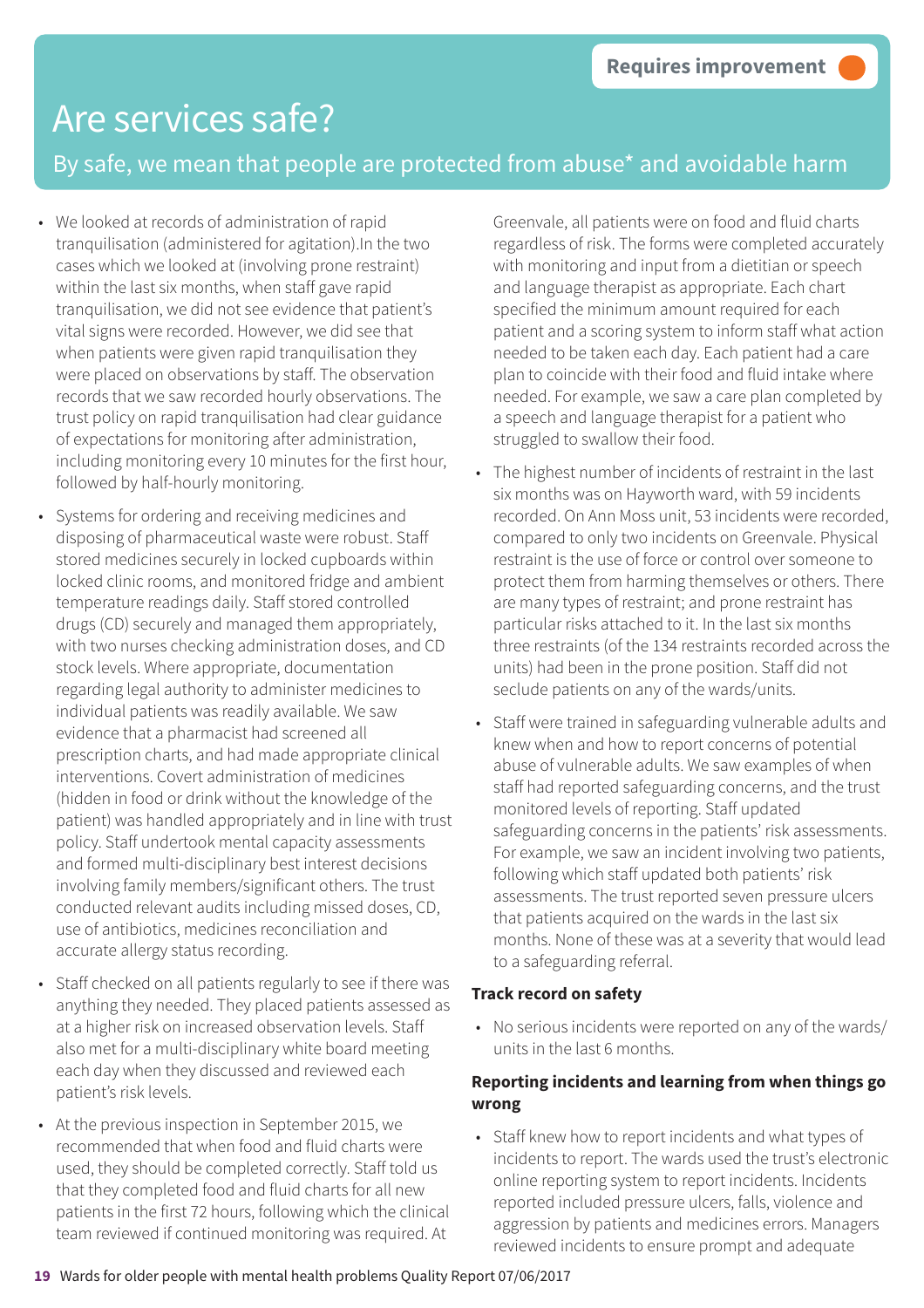Requires improvement

# Are services safe?

By safe, we mean that people are protected from abuse* and avoidable harm

- We looked at records of administration of rapid tranquilisation (administered for agitation).In the two cases which we looked at (involving prone restraint) within the last six months, when staff gave rapid tranquilisation, we did not see evidence that patient's vital signs were recorded. However, we did see that when patients were given rapid tranquilisation they were placed on observations by staff. The observation records that we saw recorded hourly observations. The trust policy on rapid tranquilisation had clear guidance of expectations for monitoring after administration, including monitoring every 10 minutes for the first hour, followed by half-hourly monitoring.
- Systems for ordering and receiving medicines and disposing of pharmaceutical waste were robust. Staff stored medicines securely in locked cupboards within locked clinic rooms, and monitored fridge and ambient temperature readings daily. Staff stored controlled drugs (CD) securely and managed them appropriately, with two nurses checking administration doses, and CD stock levels. Where appropriate, documentation regarding legal authority to administer medicines to individual patients was readily available. We saw evidence that a pharmacist had screened all prescription charts, and had made appropriate clinical interventions. Covert administration of medicines (hidden in food or drink without the knowledge of the patient) was handled appropriately and in line with trust policy. Staff undertook mental capacity assessments and formed multi-disciplinary best interest decisions involving family members/significant others. The trust conducted relevant audits including missed doses, CD, use of antibiotics, medicines reconciliation and accurate allergy status recording.
- Staff checked on all patients regularly to see if there was anything they needed. They placed patients assessed as at a higher risk on increased observation levels. Staff also met for a multi-disciplinary white board meeting each day when they discussed and reviewed each patient's risk levels.
- At the previous inspection in September 2015, we recommended that when food and fluid charts were used, they should be completed correctly. Staff told us that they completed food and fluid charts for all new patients in the first 72 hours, following which the clinical team reviewed if continued monitoring was required. At Greenvale, all patients were on food and fluid charts regardless of risk. The forms were completed accurately with monitoring and input from a dietitian or speech and language therapist as appropriate. Each chart specified the minimum amount required for each patient and a scoring system to inform staff what action needed to be taken each day. Each patient had a care plan to coincide with their food and fluid intake where needed. For example, we saw a care plan completed by a speech and language therapist for a patient who struggled to swallow their food.
- The highest number of incidents of restraint in the last six months was on Hayworth ward, with 59 incidents recorded. On Ann Moss unit, 53 incidents were recorded, compared to only two incidents on Greenvale. Physical restraint is the use of force or control over someone to protect them from harming themselves or others. There are many types of restraint; and prone restraint has particular risks attached to it. In the last six months three restraints (of the 134 restraints recorded across the units) had been in the prone position. Staff did not seclude patients on any of the wards/units.
- Staff were trained in safeguarding vulnerable adults and knew when and how to report concerns of potential abuse of vulnerable adults. We saw examples of when staff had reported safeguarding concerns, and the trust monitored levels of reporting. Staff updated safeguarding concerns in the patients' risk assessments. For example, we saw an incident involving two patients, following which staff updated both patients' risk assessments. The trust reported seven pressure ulcers that patients acquired on the wards in the last six months. None of these was at a severity that would lead to a safeguarding referral.

**Track record on safety**

- No serious incidents were reported on any of the wards/ units in the last 6 months.

**Reporting incidents and learning from when things go wrong**

- Staff knew how to report incidents and what types of incidents to report. The wards used the trust's electronic online reporting system to report incidents. Incidents reported included pressure ulcers, falls, violence and aggression by patients and medicines errors. Managers reviewed incidents to ensure prompt and adequate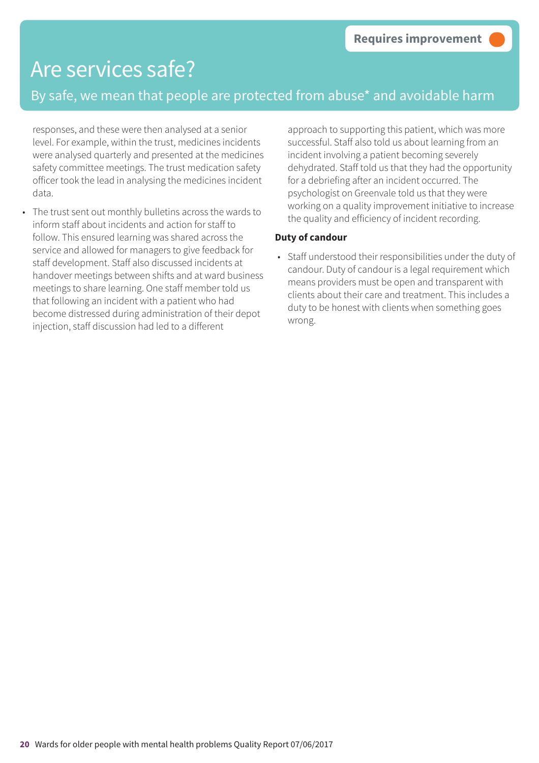Requires improvement

# Are services safe?

By safe, we mean that people are protected from abuse* and avoidable harm

responses, and these were then analysed at a senior level. For example, within the trust, medicines incidents were analysed quarterly and presented at the medicines safety committee meetings. The trust medication safety officer took the lead in analysing the medicines incident data.

- The trust sent out monthly bulletins across the wards to inform staff about incidents and action for staff to follow. This ensured learning was shared across the service and allowed for managers to give feedback for staff development. Staff also discussed incidents at handover meetings between shifts and at ward business meetings to share learning. One staff member told us that following an incident with a patient who had become distressed during administration of their depot injection, staff discussion had led to a different approach to supporting this patient, which was more successful. Staff also told us about learning from an incident involving a patient becoming severely dehydrated. Staff told us that they had the opportunity for a debriefing after an incident occurred. The psychologist on Greenvale told us that they were working on a quality improvement initiative to increase the quality and efficiency of incident recording.

**Duty of candour**

- Staff understood their responsibilities under the duty of candour. Duty of candour is a legal requirement which means providers must be open and transparent with clients about their care and treatment. This includes a duty to be honest with clients when something goes wrong.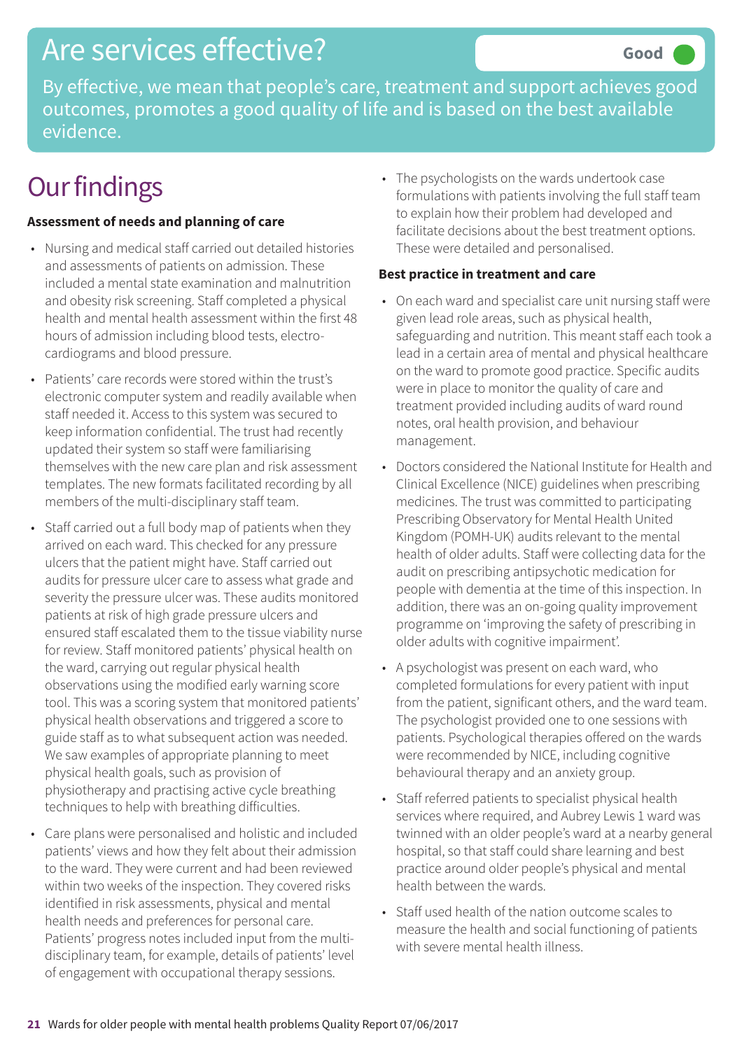# Are services effective?

**Good**

By effective, we mean that people's care, treatment and support achieves good outcomes, promotes a good quality of life and is based on the best available evidence.

## Our findings

**Assessment of needs and planning of care**

- Nursing and medical staff carried out detailed histories and assessments of patients on admission. These included a mental state examination and malnutrition and obesity risk screening. Staff completed a physical health and mental health assessment within the first 48 hours of admission including blood tests, electro-cardiograms and blood pressure.
- Patients' care records were stored within the trust's electronic computer system and readily available when staff needed it. Access to this system was secured to keep information confidential. The trust had recently updated their system so staff were familiarising themselves with the new care plan and risk assessment templates. The new formats facilitated recording by all members of the multi-disciplinary staff team.
- Staff carried out a full body map of patients when they arrived on each ward. This checked for any pressure ulcers that the patient might have. Staff carried out audits for pressure ulcer care to assess what grade and severity the pressure ulcer was. These audits monitored patients at risk of high grade pressure ulcers and ensured staff escalated them to the tissue viability nurse for review. Staff monitored patients' physical health on the ward, carrying out regular physical health observations using the modified early warning score tool. This was a scoring system that monitored patients' physical health observations and triggered a score to guide staff as to what subsequent action was needed. We saw examples of appropriate planning to meet physical health goals, such as provision of physiotherapy and practising active cycle breathing techniques to help with breathing difficulties.
- Care plans were personalised and holistic and included patients' views and how they felt about their admission to the ward. They were current and had been reviewed within two weeks of the inspection. They covered risks identified in risk assessments, physical and mental health needs and preferences for personal care. Patients' progress notes included input from the multi-disciplinary team, for example, details of patients' level of engagement with occupational therapy sessions.
- The psychologists on the wards undertook case formulations with patients involving the full staff team to explain how their problem had developed and facilitate decisions about the best treatment options. These were detailed and personalised.

**Best practice in treatment and care**

- On each ward and specialist care unit nursing staff were given lead role areas, such as physical health, safeguarding and nutrition. This meant staff each took a lead in a certain area of mental and physical healthcare on the ward to promote good practice. Specific audits were in place to monitor the quality of care and treatment provided including audits of ward round notes, oral health provision, and behaviour management.
- Doctors considered the National Institute for Health and Clinical Excellence (NICE) guidelines when prescribing medicines. The trust was committed to participating Prescribing Observatory for Mental Health United Kingdom (POMH-UK) audits relevant to the mental health of older adults. Staff were collecting data for the audit on prescribing antipsychotic medication for people with dementia at the time of this inspection. In addition, there was an on-going quality improvement programme on 'improving the safety of prescribing in older adults with cognitive impairment'.
- A psychologist was present on each ward, who completed formulations for every patient with input from the patient, significant others, and the ward team. The psychologist provided one to one sessions with patients. Psychological therapies offered on the wards were recommended by NICE, including cognitive behavioural therapy and an anxiety group.
- Staff referred patients to specialist physical health services where required, and Aubrey Lewis 1 ward was twinned with an older people's ward at a nearby general hospital, so that staff could share learning and best practice around older people's physical and mental health between the wards.
- Staff used health of the nation outcome scales to measure the health and social functioning of patients with severe mental health illness.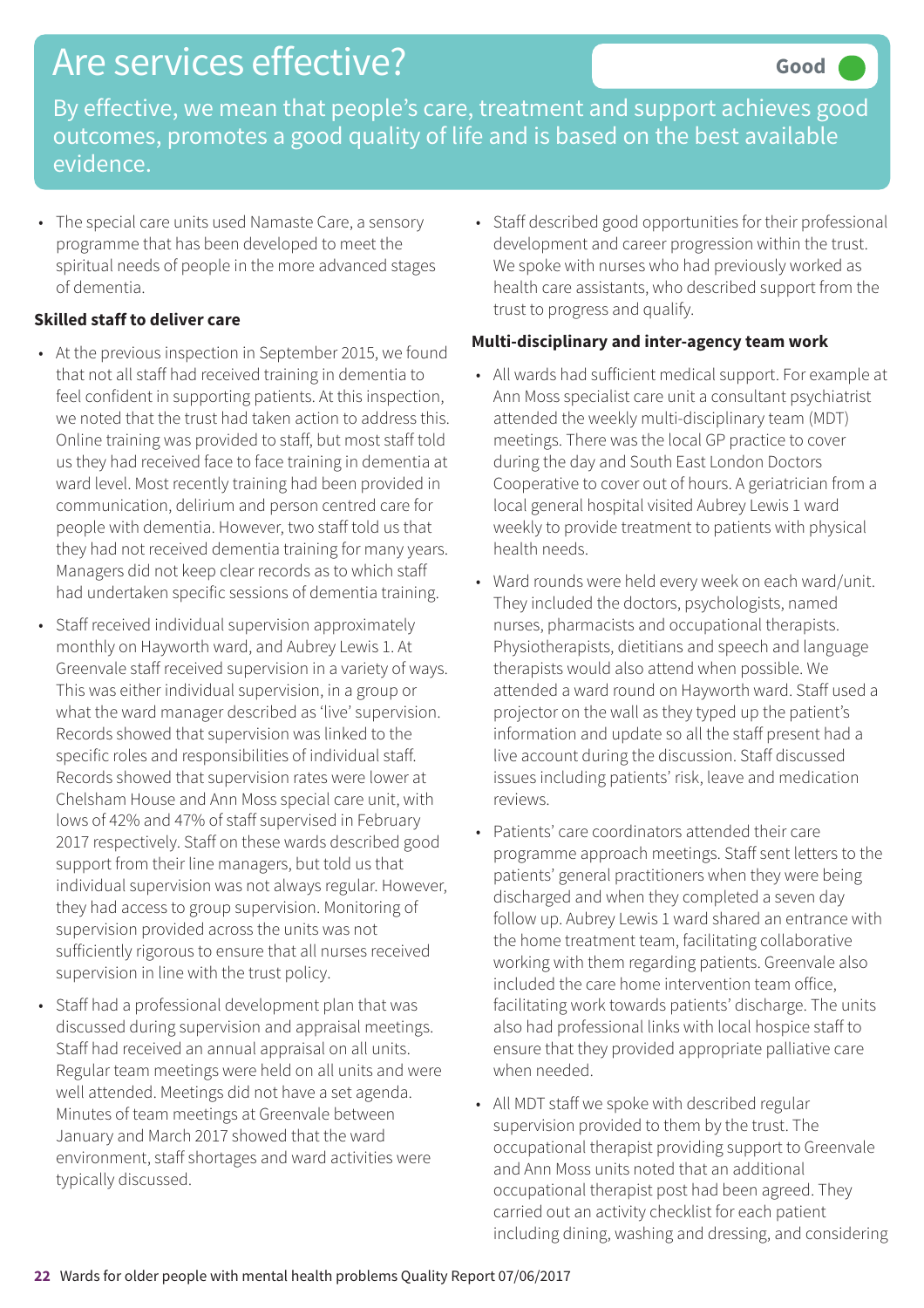# Are services effective?

**Good**

By effective, we mean that people's care, treatment and support achieves good outcomes, promotes a good quality of life and is based on the best available evidence.

- The special care units used Namaste Care, a sensory programme that has been developed to meet the spiritual needs of people in the more advanced stages of dementia.

**Skilled staff to deliver care**

- At the previous inspection in September 2015, we found that not all staff had received training in dementia to feel confident in supporting patients. At this inspection, we noted that the trust had taken action to address this. Online training was provided to staff, but most staff told us they had received face to face training in dementia at ward level. Most recently training had been provided in communication, delirium and person centred care for people with dementia. However, two staff told us that they had not received dementia training for many years. Managers did not keep clear records as to which staff had undertaken specific sessions of dementia training.
- Staff received individual supervision approximately monthly on Hayworth ward, and Aubrey Lewis 1. At Greenvale staff received supervision in a variety of ways. This was either individual supervision, in a group or what the ward manager described as 'live' supervision. Records showed that supervision was linked to the specific roles and responsibilities of individual staff. Records showed that supervision rates were lower at Chelsham House and Ann Moss special care unit, with lows of 42% and 47% of staff supervised in February 2017 respectively. Staff on these wards described good support from their line managers, but told us that individual supervision was not always regular. However, they had access to group supervision. Monitoring of supervision provided across the units was not sufficiently rigorous to ensure that all nurses received supervision in line with the trust policy.
- Staff had a professional development plan that was discussed during supervision and appraisal meetings. Staff had received an annual appraisal on all units. Regular team meetings were held on all units and were well attended. Meetings did not have a set agenda. Minutes of team meetings at Greenvale between January and March 2017 showed that the ward environment, staff shortages and ward activities were typically discussed.
- Staff described good opportunities for their professional development and career progression within the trust. We spoke with nurses who had previously worked as health care assistants, who described support from the trust to progress and qualify.

**Multi-disciplinary and inter-agency team work**

- All wards had sufficient medical support. For example at Ann Moss specialist care unit a consultant psychiatrist attended the weekly multi-disciplinary team (MDT) meetings. There was the local GP practice to cover during the day and South East London Doctors Cooperative to cover out of hours. A geriatrician from a local general hospital visited Aubrey Lewis 1 ward weekly to provide treatment to patients with physical health needs.
- Ward rounds were held every week on each ward/unit. They included the doctors, psychologists, named nurses, pharmacists and occupational therapists. Physiotherapists, dietitians and speech and language therapists would also attend when possible. We attended a ward round on Hayworth ward. Staff used a projector on the wall as they typed up the patient's information and update so all the staff present had a live account during the discussion. Staff discussed issues including patients' risk, leave and medication reviews.
- Patients' care coordinators attended their care programme approach meetings. Staff sent letters to the patients' general practitioners when they were being discharged and when they completed a seven day follow up. Aubrey Lewis 1 ward shared an entrance with the home treatment team, facilitating collaborative working with them regarding patients. Greenvale also included the care home intervention team office, facilitating work towards patients' discharge. The units also had professional links with local hospice staff to ensure that they provided appropriate palliative care when needed.
- All MDT staff we spoke with described regular supervision provided to them by the trust. The occupational therapist providing support to Greenvale and Ann Moss units noted that an additional occupational therapist post had been agreed. They carried out an activity checklist for each patient including dining, washing and dressing, and considering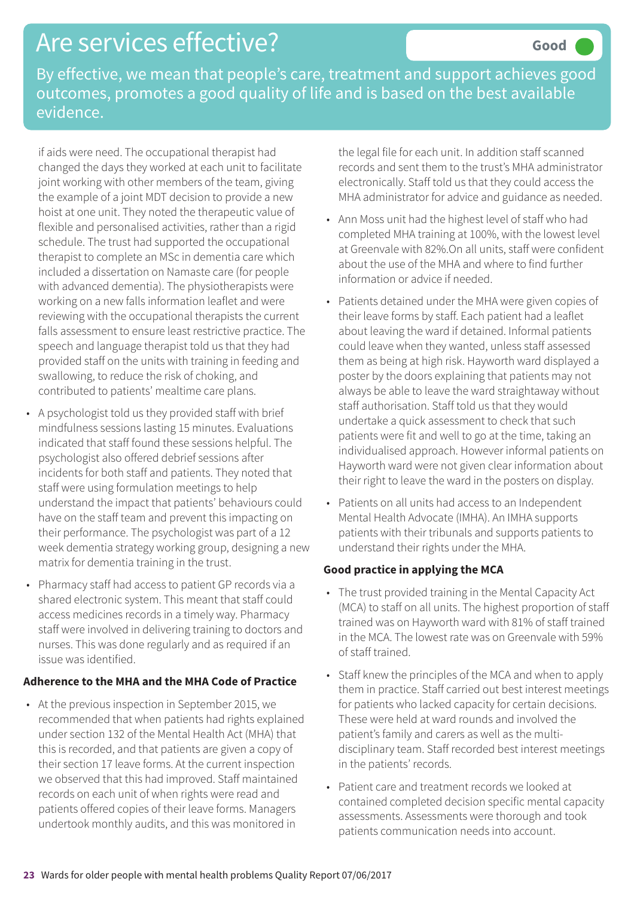# Are services effective?

**Good**

By effective, we mean that people's care, treatment and support achieves good outcomes, promotes a good quality of life and is based on the best available evidence.

if aids were need. The occupational therapist had changed the days they worked at each unit to facilitate joint working with other members of the team, giving the example of a joint MDT decision to provide a new hoist at one unit. They noted the therapeutic value of flexible and personalised activities, rather than a rigid schedule. The trust had supported the occupational therapist to complete an MSc in dementia care which included a dissertation on Namaste care (for people with advanced dementia). The physiotherapists were working on a new falls information leaflet and were reviewing with the occupational therapists the current falls assessment to ensure least restrictive practice. The speech and language therapist told us that they had provided staff on the units with training in feeding and swallowing, to reduce the risk of choking, and contributed to patients' mealtime care plans.

- A psychologist told us they provided staff with brief mindfulness sessions lasting 15 minutes. Evaluations indicated that staff found these sessions helpful. The psychologist also offered debrief sessions after incidents for both staff and patients. They noted that staff were using formulation meetings to help understand the impact that patients' behaviours could have on the staff team and prevent this impacting on their performance. The psychologist was part of a 12 week dementia strategy working group, designing a new matrix for dementia training in the trust.
- Pharmacy staff had access to patient GP records via a shared electronic system. This meant that staff could access medicines records in a timely way. Pharmacy staff were involved in delivering training to doctors and nurses. This was done regularly and as required if an issue was identified.

**Adherence to the MHA and the MHA Code of Practice**

- At the previous inspection in September 2015, we recommended that when patients had rights explained under section 132 of the Mental Health Act (MHA) that this is recorded, and that patients are given a copy of their section 17 leave forms. At the current inspection we observed that this had improved. Staff maintained records on each unit of when rights were read and patients offered copies of their leave forms. Managers undertook monthly audits, and this was monitored in the legal file for each unit. In addition staff scanned records and sent them to the trust's MHA administrator electronically. Staff told us that they could access the MHA administrator for advice and guidance as needed.
- Ann Moss unit had the highest level of staff who had completed MHA training at 100%, with the lowest level at Greenvale with 82%.On all units, staff were confident about the use of the MHA and where to find further information or advice if needed.
- Patients detained under the MHA were given copies of their leave forms by staff. Each patient had a leaflet about leaving the ward if detained. Informal patients could leave when they wanted, unless staff assessed them as being at high risk. Hayworth ward displayed a poster by the doors explaining that patients may not always be able to leave the ward straightaway without staff authorisation. Staff told us that they would undertake a quick assessment to check that such patients were fit and well to go at the time, taking an individualised approach. However informal patients on Hayworth ward were not given clear information about their right to leave the ward in the posters on display.
- Patients on all units had access to an Independent Mental Health Advocate (IMHA). An IMHA supports patients with their tribunals and supports patients to understand their rights under the MHA.

**Good practice in applying the MCA**

- The trust provided training in the Mental Capacity Act (MCA) to staff on all units. The highest proportion of staff trained was on Hayworth ward with 81% of staff trained in the MCA. The lowest rate was on Greenvale with 59% of staff trained.
- Staff knew the principles of the MCA and when to apply them in practice. Staff carried out best interest meetings for patients who lacked capacity for certain decisions. These were held at ward rounds and involved the patient's family and carers as well as the multi-disciplinary team. Staff recorded best interest meetings in the patients' records.
- Patient care and treatment records we looked at contained completed decision specific mental capacity assessments. Assessments were thorough and took patients communication needs into account.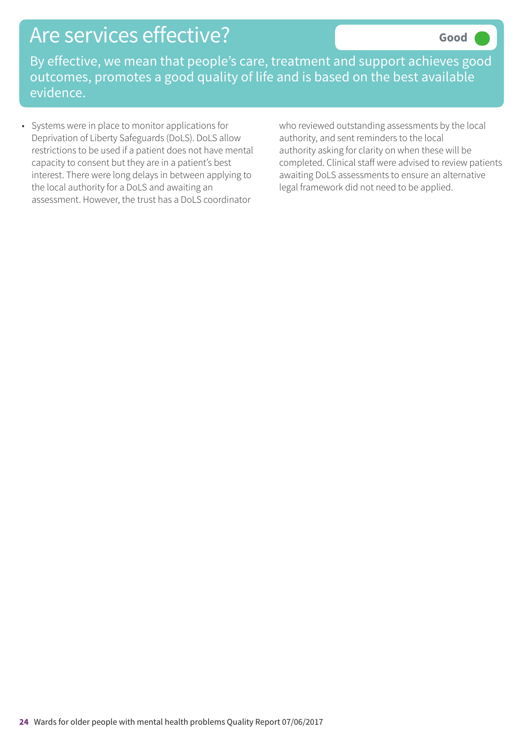# Are services effective?

**Good**

By effective, we mean that people's care, treatment and support achieves good outcomes, promotes a good quality of life and is based on the best available evidence.

- Systems were in place to monitor applications for Deprivation of Liberty Safeguards (DoLS). DoLS allow restrictions to be used if a patient does not have mental capacity to consent but they are in a patient's best interest. There were long delays in between applying to the local authority for a DoLS and awaiting an assessment. However, the trust has a DoLS coordinator who reviewed outstanding assessments by the local authority, and sent reminders to the local authority asking for clarity on when these will be completed. Clinical staff were advised to review patients awaiting DoLS assessments to ensure an alternative legal framework did not need to be applied.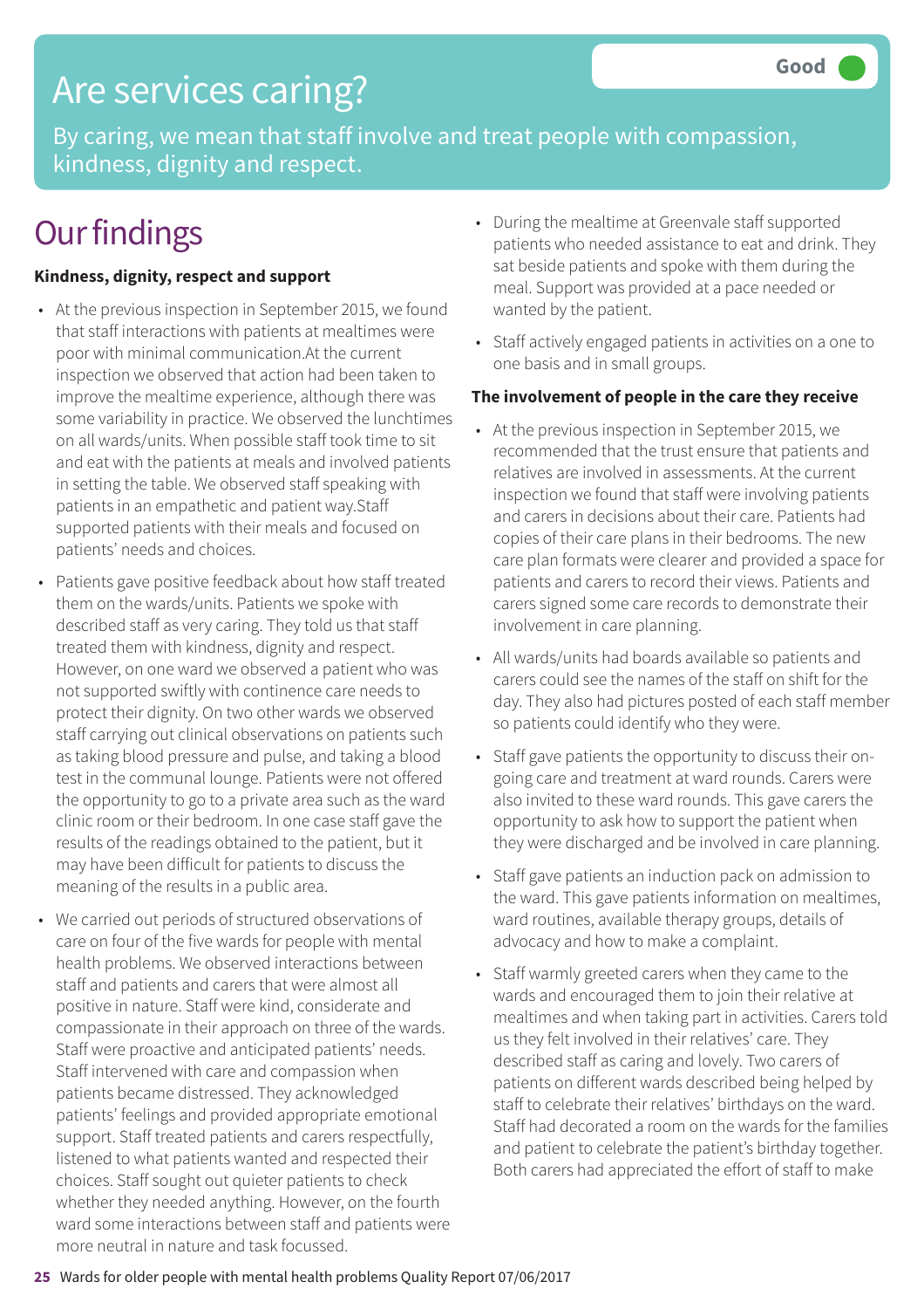# Are services caring?

**Good**

By caring, we mean that staff involve and treat people with compassion, kindness, dignity and respect.

# Our findings

**Kindness, dignity, respect and support**

- At the previous inspection in September 2015, we found that staff interactions with patients at mealtimes were poor with minimal communication.At the current inspection we observed that action had been taken to improve the mealtime experience, although there was some variability in practice. We observed the lunchtimes on all wards/units. When possible staff took time to sit and eat with the patients at meals and involved patients in setting the table. We observed staff speaking with patients in an empathetic and patient way.Staff supported patients with their meals and focused on patients' needs and choices.
- Patients gave positive feedback about how staff treated them on the wards/units. Patients we spoke with described staff as very caring. They told us that staff treated them with kindness, dignity and respect. However, on one ward we observed a patient who was not supported swiftly with continence care needs to protect their dignity. On two other wards we observed staff carrying out clinical observations on patients such as taking blood pressure and pulse, and taking a blood test in the communal lounge. Patients were not offered the opportunity to go to a private area such as the ward clinic room or their bedroom. In one case staff gave the results of the readings obtained to the patient, but it may have been difficult for patients to discuss the meaning of the results in a public area.
- We carried out periods of structured observations of care on four of the five wards for people with mental health problems. We observed interactions between staff and patients and carers that were almost all positive in nature. Staff were kind, considerate and compassionate in their approach on three of the wards. Staff were proactive and anticipated patients' needs. Staff intervened with care and compassion when patients became distressed. They acknowledged patients' feelings and provided appropriate emotional support. Staff treated patients and carers respectfully, listened to what patients wanted and respected their choices. Staff sought out quieter patients to check whether they needed anything. However, on the fourth ward some interactions between staff and patients were more neutral in nature and task focussed.
- During the mealtime at Greenvale staff supported patients who needed assistance to eat and drink. They sat beside patients and spoke with them during the meal. Support was provided at a pace needed or wanted by the patient.
- Staff actively engaged patients in activities on a one to one basis and in small groups.

**The involvement of people in the care they receive**

- At the previous inspection in September 2015, we recommended that the trust ensure that patients and relatives are involved in assessments. At the current inspection we found that staff were involving patients and carers in decisions about their care. Patients had copies of their care plans in their bedrooms. The new care plan formats were clearer and provided a space for patients and carers to record their views. Patients and carers signed some care records to demonstrate their involvement in care planning.
- All wards/units had boards available so patients and carers could see the names of the staff on shift for the day. They also had pictures posted of each staff member so patients could identify who they were.
- Staff gave patients the opportunity to discuss their on-going care and treatment at ward rounds. Carers were also invited to these ward rounds. This gave carers the opportunity to ask how to support the patient when they were discharged and be involved in care planning.
- Staff gave patients an induction pack on admission to the ward. This gave patients information on mealtimes, ward routines, available therapy groups, details of advocacy and how to make a complaint.
- Staff warmly greeted carers when they came to the wards and encouraged them to join their relative at mealtimes and when taking part in activities. Carers told us they felt involved in their relatives' care. They described staff as caring and lovely. Two carers of patients on different wards described being helped by staff to celebrate their relatives' birthdays on the ward. Staff had decorated a room on the wards for the families and patient to celebrate the patient's birthday together. Both carers had appreciated the effort of staff to make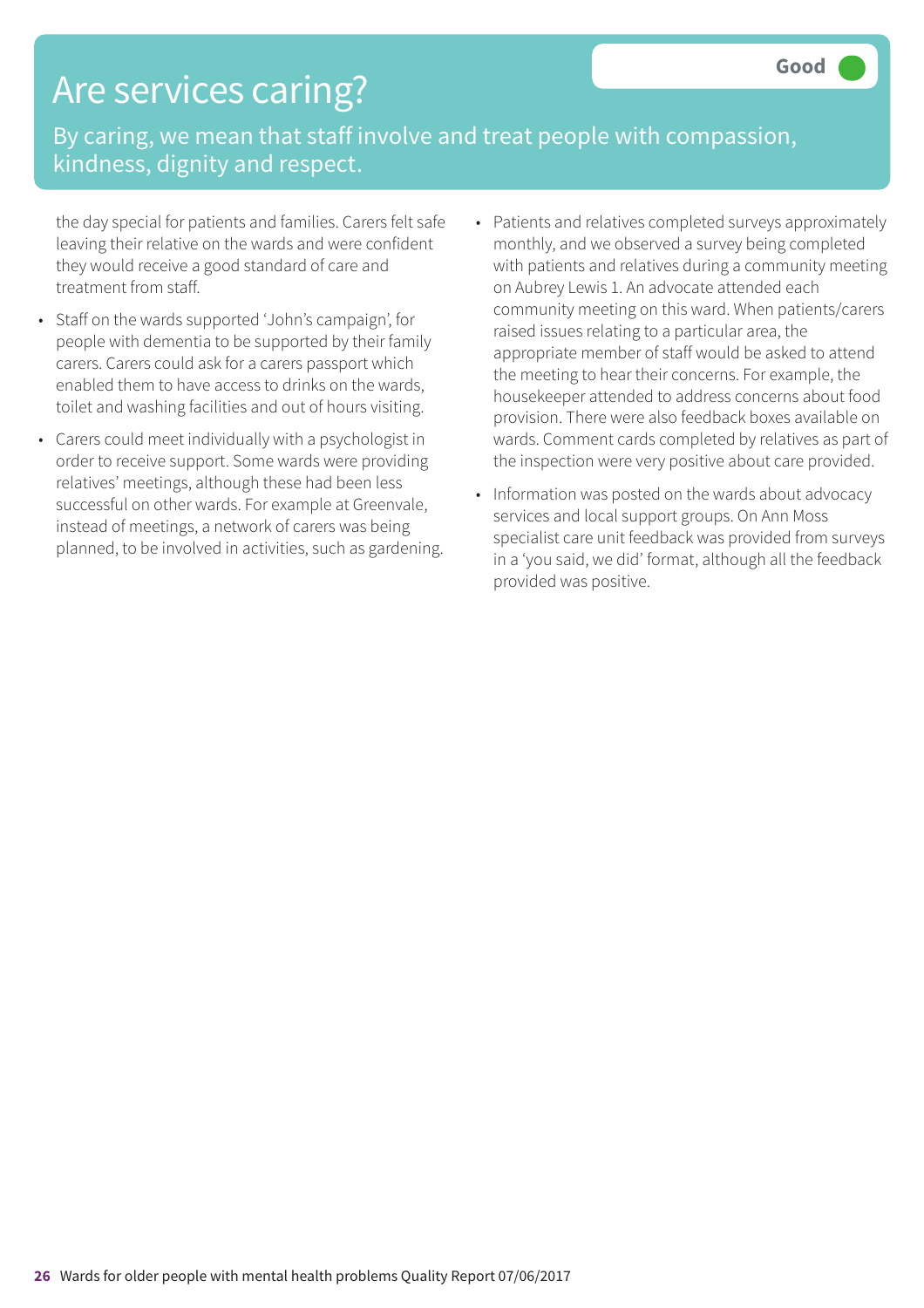# Are services caring?

Good

By caring, we mean that staff involve and treat people with compassion, kindness, dignity and respect.

the day special for patients and families. Carers felt safe leaving their relative on the wards and were confident they would receive a good standard of care and treatment from staff.

- Staff on the wards supported 'John's campaign', for people with dementia to be supported by their family carers. Carers could ask for a carers passport which enabled them to have access to drinks on the wards, toilet and washing facilities and out of hours visiting.
- Carers could meet individually with a psychologist in order to receive support. Some wards were providing relatives' meetings, although these had been less successful on other wards. For example at Greenvale, instead of meetings, a network of carers was being planned, to be involved in activities, such as gardening.
- Patients and relatives completed surveys approximately monthly, and we observed a survey being completed with patients and relatives during a community meeting on Aubrey Lewis 1. An advocate attended each community meeting on this ward. When patients/carers raised issues relating to a particular area, the appropriate member of staff would be asked to attend the meeting to hear their concerns. For example, the housekeeper attended to address concerns about food provision. There were also feedback boxes available on wards. Comment cards completed by relatives as part of the inspection were very positive about care provided.
- Information was posted on the wards about advocacy services and local support groups. On Ann Moss specialist care unit feedback was provided from surveys in a 'you said, we did' format, although all the feedback provided was positive.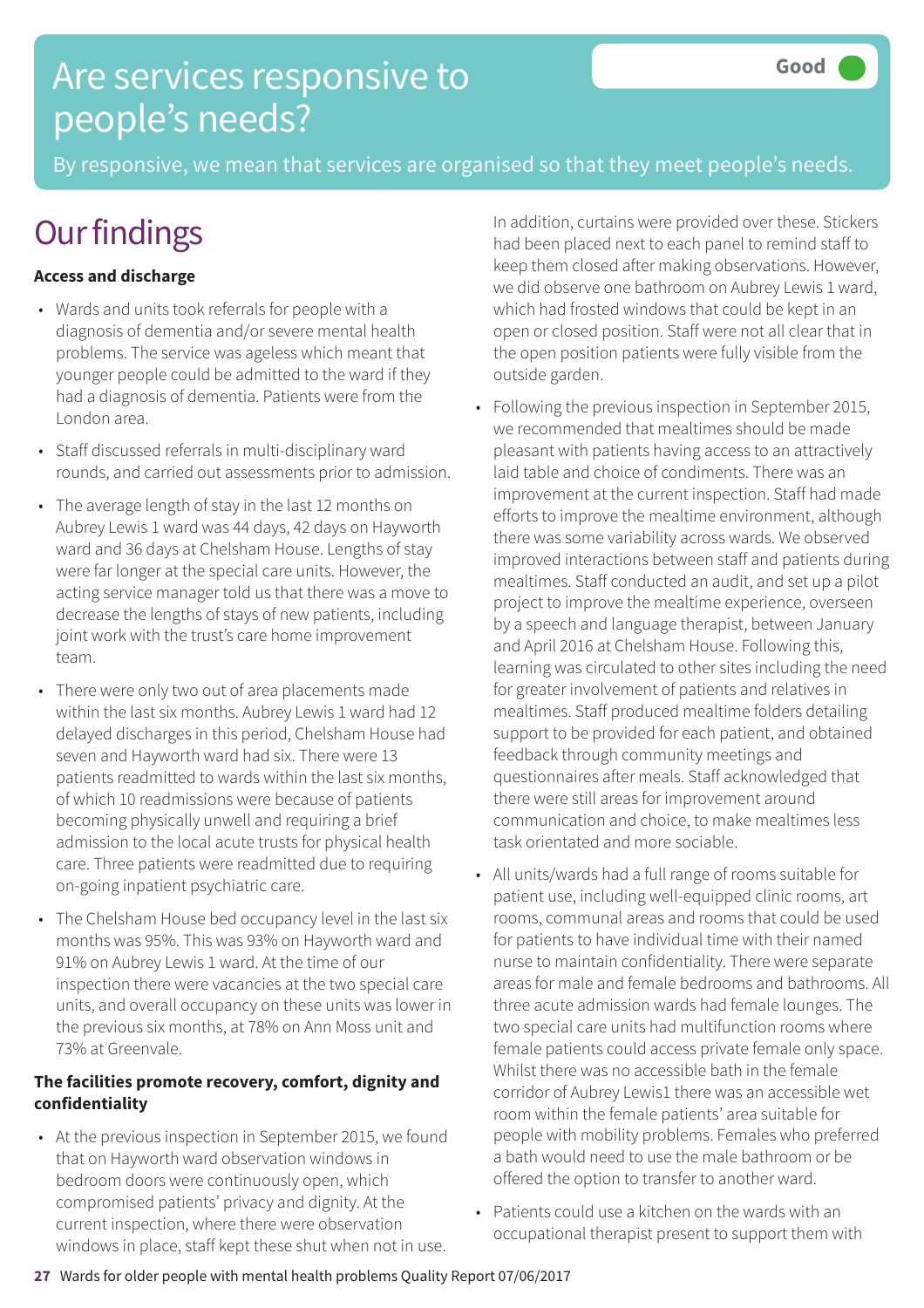# Are services responsive to people's needs?

**Good**

By responsive, we mean that services are organised so that they meet people's needs.

## Our findings

**Access and discharge**

- Wards and units took referrals for people with a diagnosis of dementia and/or severe mental health problems. The service was ageless which meant that younger people could be admitted to the ward if they had a diagnosis of dementia. Patients were from the London area.
- Staff discussed referrals in multi-disciplinary ward rounds, and carried out assessments prior to admission.
- The average length of stay in the last 12 months on Aubrey Lewis 1 ward was 44 days, 42 days on Hayworth ward and 36 days at Chelsham House. Lengths of stay were far longer at the special care units. However, the acting service manager told us that there was a move to decrease the lengths of stays of new patients, including joint work with the trust's care home improvement team.
- There were only two out of area placements made within the last six months. Aubrey Lewis 1 ward had 12 delayed discharges in this period, Chelsham House had seven and Hayworth ward had six. There were 13 patients readmitted to wards within the last six months, of which 10 readmissions were because of patients becoming physically unwell and requiring a brief admission to the local acute trusts for physical health care. Three patients were readmitted due to requiring on-going inpatient psychiatric care.
- The Chelsham House bed occupancy level in the last six months was 95%. This was 93% on Hayworth ward and 91% on Aubrey Lewis 1 ward. At the time of our inspection there were vacancies at the two special care units, and overall occupancy on these units was lower in the previous six months, at 78% on Ann Moss unit and 73% at Greenvale.

**The facilities promote recovery, comfort, dignity and confidentiality**

- At the previous inspection in September 2015, we found that on Hayworth ward observation windows in bedroom doors were continuously open, which compromised patients' privacy and dignity. At the current inspection, where there were observation windows in place, staff kept these shut when not in use. In addition, curtains were provided over these. Stickers had been placed next to each panel to remind staff to keep them closed after making observations. However, we did observe one bathroom on Aubrey Lewis 1 ward, which had frosted windows that could be kept in an open or closed position. Staff were not all clear that in the open position patients were fully visible from the outside garden.
- Following the previous inspection in September 2015, we recommended that mealtimes should be made pleasant with patients having access to an attractively laid table and choice of condiments. There was an improvement at the current inspection. Staff had made efforts to improve the mealtime environment, although there was some variability across wards. We observed improved interactions between staff and patients during mealtimes. Staff conducted an audit, and set up a pilot project to improve the mealtime experience, overseen by a speech and language therapist, between January and April 2016 at Chelsham House. Following this, learning was circulated to other sites including the need for greater involvement of patients and relatives in mealtimes. Staff produced mealtime folders detailing support to be provided for each patient, and obtained feedback through community meetings and questionnaires after meals. Staff acknowledged that there were still areas for improvement around communication and choice, to make mealtimes less task orientated and more sociable.
- All units/wards had a full range of rooms suitable for patient use, including well-equipped clinic rooms, art rooms, communal areas and rooms that could be used for patients to have individual time with their named nurse to maintain confidentiality. There were separate areas for male and female bedrooms and bathrooms. All three acute admission wards had female lounges. The two special care units had multifunction rooms where female patients could access private female only space. Whilst there was no accessible bath in the female corridor of Aubrey Lewis1 there was an accessible wet room within the female patients' area suitable for people with mobility problems. Females who preferred a bath would need to use the male bathroom or be offered the option to transfer to another ward.
- Patients could use a kitchen on the wards with an occupational therapist present to support them with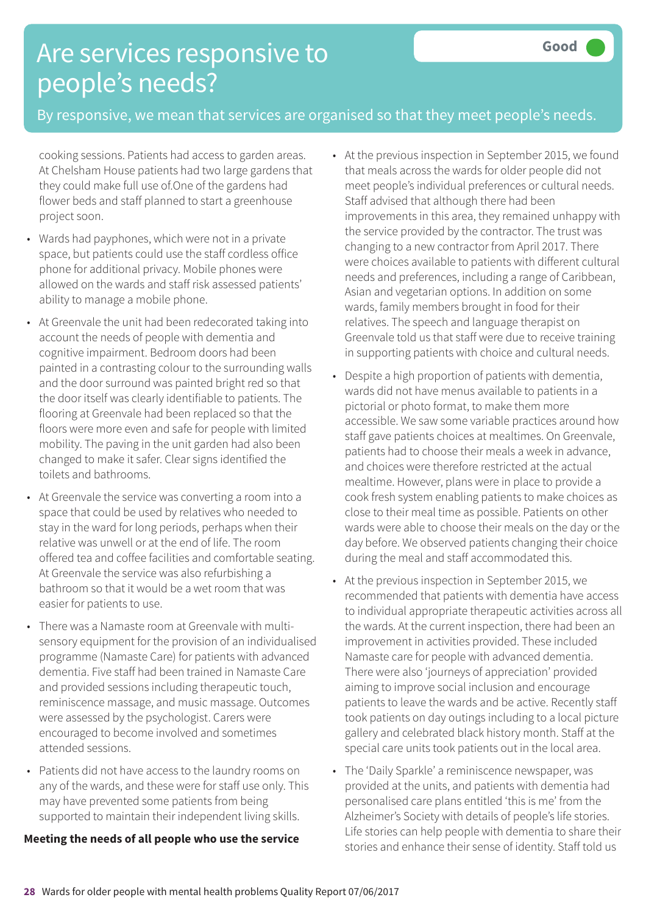# Are services responsive to people's needs?

Good

By responsive, we mean that services are organised so that they meet people's needs.

cooking sessions. Patients had access to garden areas. At Chelsham House patients had two large gardens that they could make full use of.One of the gardens had flower beds and staff planned to start a greenhouse project soon.

- Wards had payphones, which were not in a private space, but patients could use the staff cordless office phone for additional privacy. Mobile phones were allowed on the wards and staff risk assessed patients' ability to manage a mobile phone.
- At Greenvale the unit had been redecorated taking into account the needs of people with dementia and cognitive impairment. Bedroom doors had been painted in a contrasting colour to the surrounding walls and the door surround was painted bright red so that the door itself was clearly identifiable to patients. The flooring at Greenvale had been replaced so that the floors were more even and safe for people with limited mobility. The paving in the unit garden had also been changed to make it safer. Clear signs identified the toilets and bathrooms.
- At Greenvale the service was converting a room into a space that could be used by relatives who needed to stay in the ward for long periods, perhaps when their relative was unwell or at the end of life. The room offered tea and coffee facilities and comfortable seating. At Greenvale the service was also refurbishing a bathroom so that it would be a wet room that was easier for patients to use.
- There was a Namaste room at Greenvale with multi-sensory equipment for the provision of an individualised programme (Namaste Care) for patients with advanced dementia. Five staff had been trained in Namaste Care and provided sessions including therapeutic touch, reminiscence massage, and music massage. Outcomes were assessed by the psychologist. Carers were encouraged to become involved and sometimes attended sessions.
- Patients did not have access to the laundry rooms on any of the wards, and these were for staff use only. This may have prevented some patients from being supported to maintain their independent living skills.

**Meeting the needs of all people who use the service**

- At the previous inspection in September 2015, we found that meals across the wards for older people did not meet people's individual preferences or cultural needs. Staff advised that although there had been improvements in this area, they remained unhappy with the service provided by the contractor. The trust was changing to a new contractor from April 2017. There were choices available to patients with different cultural needs and preferences, including a range of Caribbean, Asian and vegetarian options. In addition on some wards, family members brought in food for their relatives. The speech and language therapist on Greenvale told us that staff were due to receive training in supporting patients with choice and cultural needs.
- Despite a high proportion of patients with dementia, wards did not have menus available to patients in a pictorial or photo format, to make them more accessible. We saw some variable practices around how staff gave patients choices at mealtimes. On Greenvale, patients had to choose their meals a week in advance, and choices were therefore restricted at the actual mealtime. However, plans were in place to provide a cook fresh system enabling patients to make choices as close to their meal time as possible. Patients on other wards were able to choose their meals on the day or the day before. We observed patients changing their choice during the meal and staff accommodated this.
- At the previous inspection in September 2015, we recommended that patients with dementia have access to individual appropriate therapeutic activities across all the wards. At the current inspection, there had been an improvement in activities provided. These included Namaste care for people with advanced dementia. There were also 'journeys of appreciation' provided aiming to improve social inclusion and encourage patients to leave the wards and be active. Recently staff took patients on day outings including to a local picture gallery and celebrated black history month. Staff at the special care units took patients out in the local area.
- The 'Daily Sparkle' a reminiscence newspaper, was provided at the units, and patients with dementia had personalised care plans entitled 'this is me' from the Alzheimer's Society with details of people's life stories. Life stories can help people with dementia to share their stories and enhance their sense of identity. Staff told us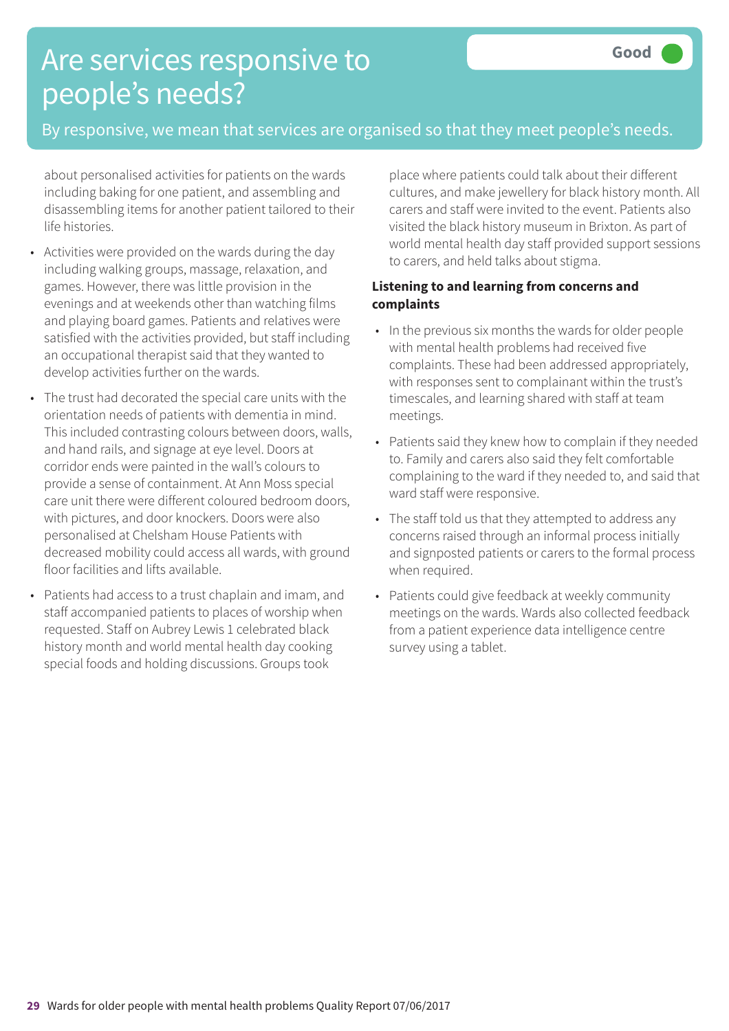# Are services responsive to people's needs?

**Good**

By responsive, we mean that services are organised so that they meet people's needs.

about personalised activities for patients on the wards including baking for one patient, and assembling and disassembling items for another patient tailored to their life histories.

- Activities were provided on the wards during the day including walking groups, massage, relaxation, and games. However, there was little provision in the evenings and at weekends other than watching films and playing board games. Patients and relatives were satisfied with the activities provided, but staff including an occupational therapist said that they wanted to develop activities further on the wards.
- The trust had decorated the special care units with the orientation needs of patients with dementia in mind. This included contrasting colours between doors, walls, and hand rails, and signage at eye level. Doors at corridor ends were painted in the wall's colours to provide a sense of containment. At Ann Moss special care unit there were different coloured bedroom doors, with pictures, and door knockers. Doors were also personalised at Chelsham House Patients with decreased mobility could access all wards, with ground floor facilities and lifts available.
- Patients had access to a trust chaplain and imam, and staff accompanied patients to places of worship when requested. Staff on Aubrey Lewis 1 celebrated black history month and world mental health day cooking special foods and holding discussions. Groups took place where patients could talk about their different cultures, and make jewellery for black history month. All carers and staff were invited to the event. Patients also visited the black history museum in Brixton. As part of world mental health day staff provided support sessions to carers, and held talks about stigma.

**Listening to and learning from concerns and complaints**

- In the previous six months the wards for older people with mental health problems had received five complaints. These had been addressed appropriately, with responses sent to complainant within the trust's timescales, and learning shared with staff at team meetings.
- Patients said they knew how to complain if they needed to. Family and carers also said they felt comfortable complaining to the ward if they needed to, and said that ward staff were responsive.
- The staff told us that they attempted to address any concerns raised through an informal process initially and signposted patients or carers to the formal process when required.
- Patients could give feedback at weekly community meetings on the wards. Wards also collected feedback from a patient experience data intelligence centre survey using a tablet.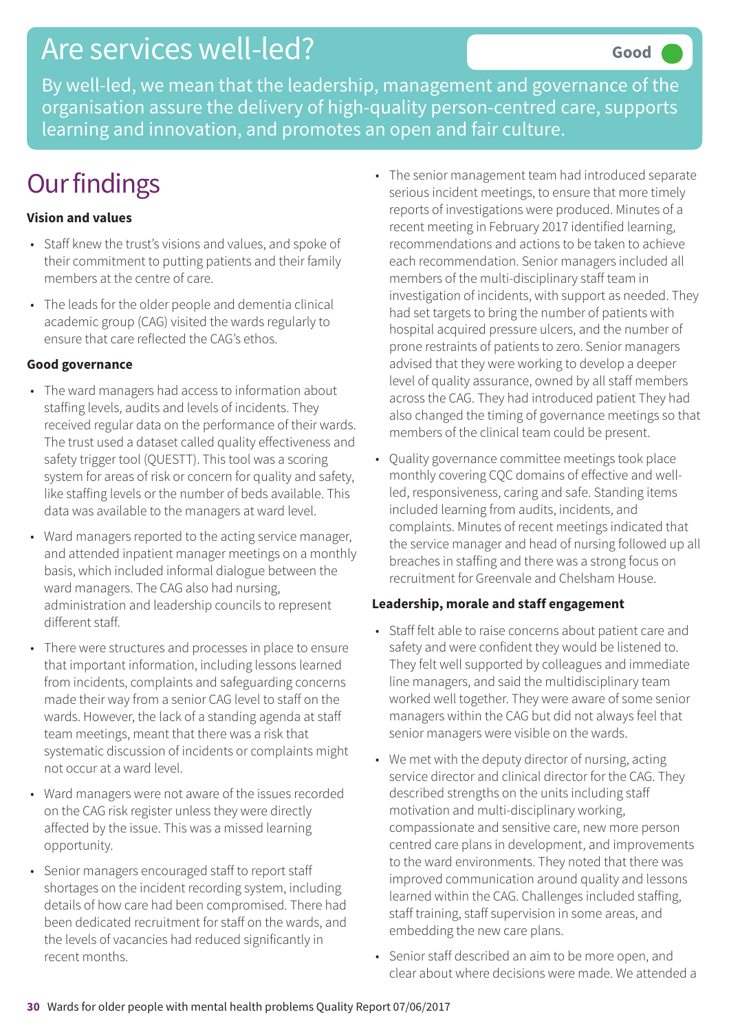# Are services well-led?

**Good**

By well-led, we mean that the leadership, management and governance of the organisation assure the delivery of high-quality person-centred care, supports learning and innovation, and promotes an open and fair culture.

# Our findings

### Vision and values

- Staff knew the trust's visions and values, and spoke of their commitment to putting patients and their family members at the centre of care.
- The leads for the older people and dementia clinical academic group (CAG) visited the wards regularly to ensure that care reflected the CAG's ethos.

### Good governance

- The ward managers had access to information about staffing levels, audits and levels of incidents. They received regular data on the performance of their wards. The trust used a dataset called quality effectiveness and safety trigger tool (QUESTT). This tool was a scoring system for areas of risk or concern for quality and safety, like staffing levels or the number of beds available. This data was available to the managers at ward level.
- Ward managers reported to the acting service manager, and attended inpatient manager meetings on a monthly basis, which included informal dialogue between the ward managers. The CAG also had nursing, administration and leadership councils to represent different staff.
- There were structures and processes in place to ensure that important information, including lessons learned from incidents, complaints and safeguarding concerns made their way from a senior CAG level to staff on the wards. However, the lack of a standing agenda at staff team meetings, meant that there was a risk that systematic discussion of incidents or complaints might not occur at a ward level.
- Ward managers were not aware of the issues recorded on the CAG risk register unless they were directly affected by the issue. This was a missed learning opportunity.
- Senior managers encouraged staff to report staff shortages on the incident recording system, including details of how care had been compromised. There had been dedicated recruitment for staff on the wards, and the levels of vacancies had reduced significantly in recent months.
- The senior management team had introduced separate serious incident meetings, to ensure that more timely reports of investigations were produced. Minutes of a recent meeting in February 2017 identified learning, recommendations and actions to be taken to achieve each recommendation. Senior managers included all members of the multi-disciplinary staff team in investigation of incidents, with support as needed. They had set targets to bring the number of patients with hospital acquired pressure ulcers, and the number of prone restraints of patients to zero. Senior managers advised that they were working to develop a deeper level of quality assurance, owned by all staff members across the CAG. They had introduced patient They had also changed the timing of governance meetings so that members of the clinical team could be present.
- Quality governance committee meetings took place monthly covering CQC domains of effective and well-led, responsiveness, caring and safe. Standing items included learning from audits, incidents, and complaints. Minutes of recent meetings indicated that the service manager and head of nursing followed up all breaches in staffing and there was a strong focus on recruitment for Greenvale and Chelsham House.

### Leadership, morale and staff engagement

- Staff felt able to raise concerns about patient care and safety and were confident they would be listened to. They felt well supported by colleagues and immediate line managers, and said the multidisciplinary team worked well together. They were aware of some senior managers within the CAG but did not always feel that senior managers were visible on the wards.
- We met with the deputy director of nursing, acting service director and clinical director for the CAG. They described strengths on the units including staff motivation and multi-disciplinary working, compassionate and sensitive care, new more person centred care plans in development, and improvements to the ward environments. They noted that there was improved communication around quality and lessons learned within the CAG. Challenges included staffing, staff training, staff supervision in some areas, and embedding the new care plans.
- Senior staff described an aim to be more open, and clear about where decisions were made. We attended a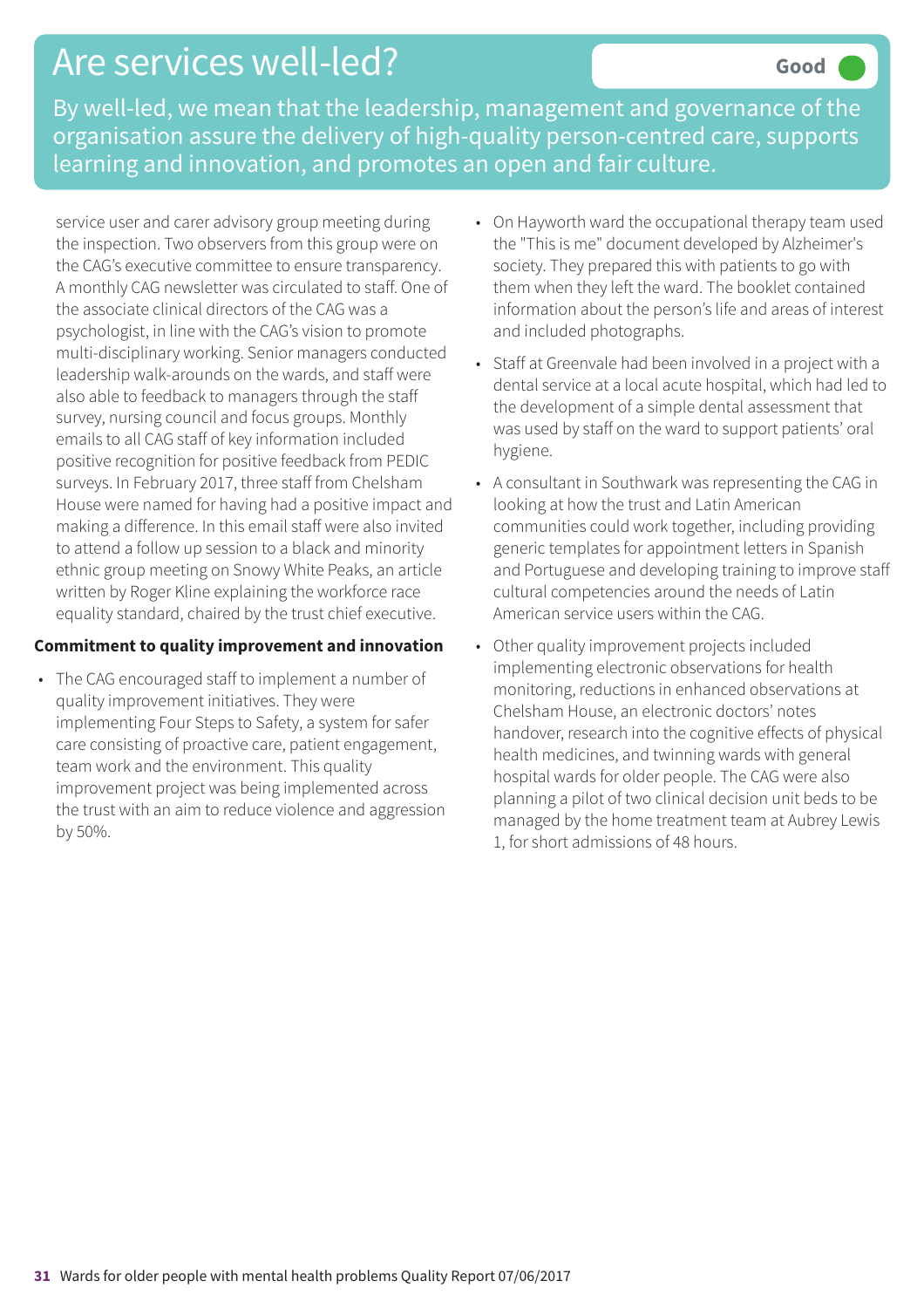# Are services well-led?

Good

By well-led, we mean that the leadership, management and governance of the organisation assure the delivery of high-quality person-centred care, supports learning and innovation, and promotes an open and fair culture.

service user and carer advisory group meeting during the inspection. Two observers from this group were on the CAG's executive committee to ensure transparency. A monthly CAG newsletter was circulated to staff. One of the associate clinical directors of the CAG was a psychologist, in line with the CAG's vision to promote multi-disciplinary working. Senior managers conducted leadership walk-arounds on the wards, and staff were also able to feedback to managers through the staff survey, nursing council and focus groups. Monthly emails to all CAG staff of key information included positive recognition for positive feedback from PEDIC surveys. In February 2017, three staff from Chelsham House were named for having had a positive impact and making a difference. In this email staff were also invited to attend a follow up session to a black and minority ethnic group meeting on Snowy White Peaks, an article written by Roger Kline explaining the workforce race equality standard, chaired by the trust chief executive.

**Commitment to quality improvement and innovation**

- The CAG encouraged staff to implement a number of quality improvement initiatives. They were implementing Four Steps to Safety, a system for safer care consisting of proactive care, patient engagement, team work and the environment. This quality improvement project was being implemented across the trust with an aim to reduce violence and aggression by 50%.
- On Hayworth ward the occupational therapy team used the "This is me" document developed by Alzheimer's society. They prepared this with patients to go with them when they left the ward. The booklet contained information about the person's life and areas of interest and included photographs.
- Staff at Greenvale had been involved in a project with a dental service at a local acute hospital, which had led to the development of a simple dental assessment that was used by staff on the ward to support patients' oral hygiene.
- A consultant in Southwark was representing the CAG in looking at how the trust and Latin American communities could work together, including providing generic templates for appointment letters in Spanish and Portuguese and developing training to improve staff cultural competencies around the needs of Latin American service users within the CAG.
- Other quality improvement projects included implementing electronic observations for health monitoring, reductions in enhanced observations at Chelsham House, an electronic doctors' notes handover, research into the cognitive effects of physical health medicines, and twinning wards with general hospital wards for older people. The CAG were also planning a pilot of two clinical decision unit beds to be managed by the home treatment team at Aubrey Lewis 1, for short admissions of 48 hours.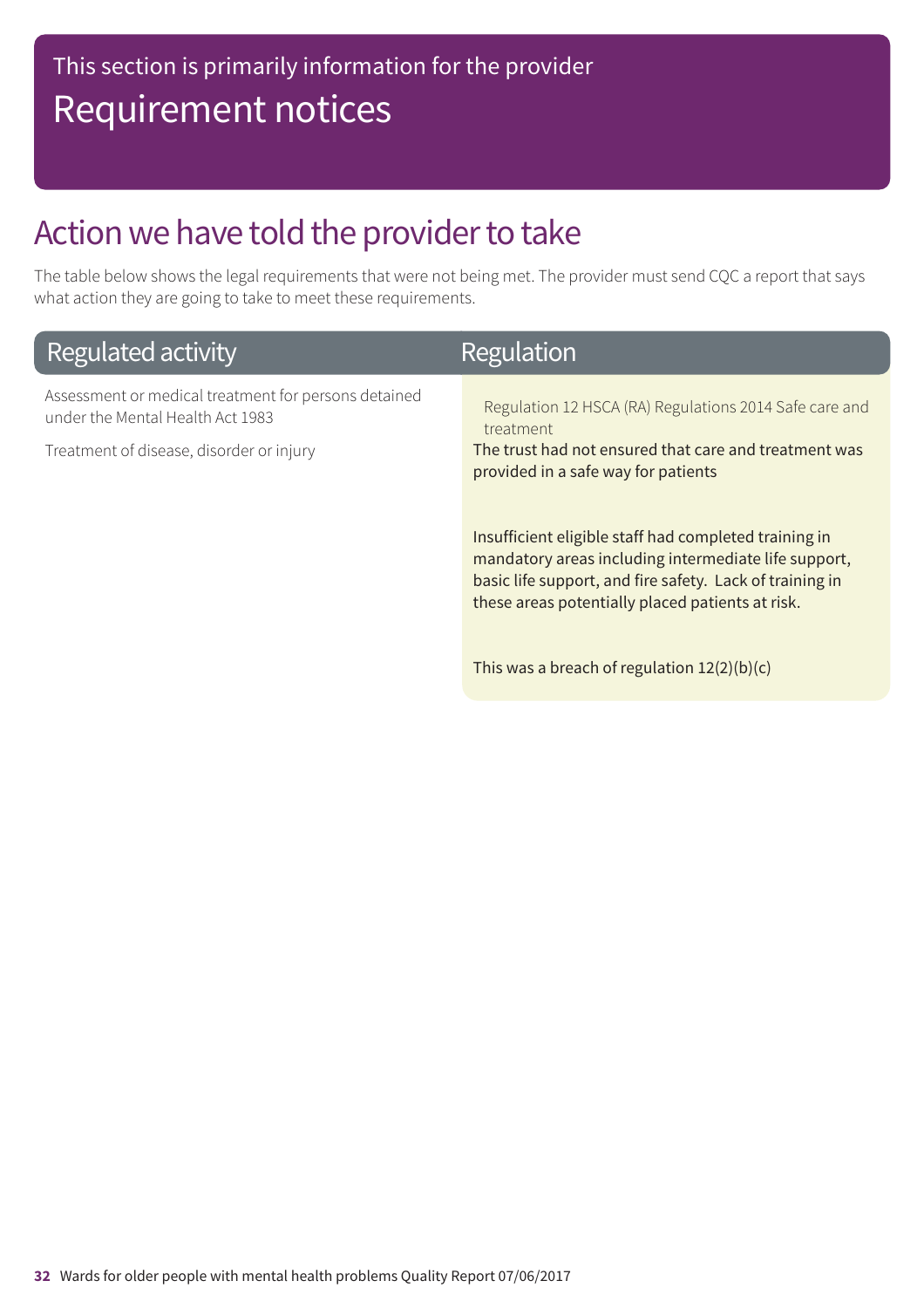This section is primarily information for the provider

# Requirement notices

## Action we have told the provider to take

The table below shows the legal requirements that were not being met. The provider must send CQC a report that says what action they are going to take to meet these requirements.

| Regulated activity | Regulation |
|---|---|
| Assessment or medical treatment for persons detained under the Mental Health Act 1983<br><br>Treatment of disease, disorder or injury | Regulation 12 HSCA (RA) Regulations 2014 Safe care and treatment<br><br>The trust had not ensured that care and treatment was provided in a safe way for patients<br><br>Insufficient eligible staff had completed training in mandatory areas including intermediate life support, basic life support, and fire safety. Lack of training in these areas potentially placed patients at risk.<br><br>This was a breach of regulation 12(2)(b)(c) |